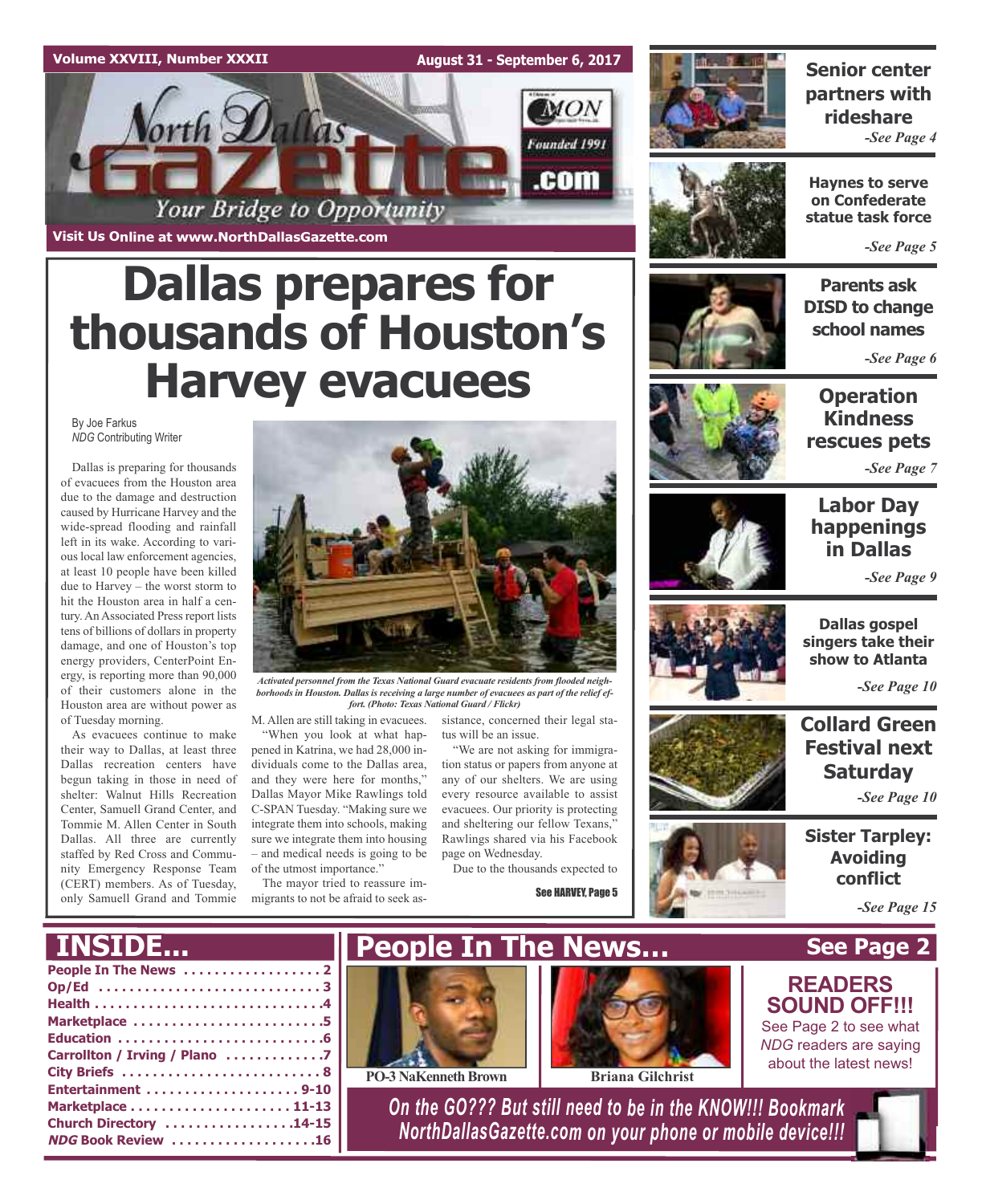Volume XXVIII, Number XXXII

August 31 - September 6, 2017

North Dallas Gazette .com

Your Bridge to Opportunity

Founded 1991

Visit Us Online at www.NorthDallasGazette.com

# Dallas prepares for thousands of Houston's Harvey evacuees

By Joe Farkus
*NDG* Contributing Writer

Dallas is preparing for thousands of evacuees from the Houston area due to the damage and destruction caused by Hurricane Harvey and the wide-spread flooding and rainfall left in its wake. According to various local law enforcement agencies, at least 10 people have been killed due to Harvey – the worst storm to hit the Houston area in half a century. An Associated Press report lists tens of billions of dollars in property damage, and one of Houston's top energy providers, CenterPoint Energy, is reporting more than 90,000 of their customers alone in the Houston area are without power as of Tuesday morning.

As evacuees continue to make their way to Dallas, at least three Dallas recreation centers have begun taking in those in need of shelter: Walnut Hills Recreation Center, Samuell Grand Center, and Tommie M. Allen Center in South Dallas. All three are currently staffed by Red Cross and Community Emergency Response Team (CERT) members. As of Tuesday, only Samuell Grand and Tommie M. Allen are still taking in evacuees.

*Activated personnel from the Texas National Guard evacuate residents from flooded neighborhoods in Houston. Dallas is receiving a large number of evacuees as part of the relief effort. (Photo: Texas National Guard / Flickr)*

"When you look at what happened in Katrina, we had 28,000 individuals come to the Dallas area, and they were here for months," Dallas Mayor Mike Rawlings told C-SPAN Tuesday. "Making sure we integrate them into schools, making sure we integrate them into housing – and medical needs is going to be of the utmost importance."

The mayor tried to reassure immigrants to not be afraid to seek assistance, concerned their legal status will be an issue.

"We are not asking for immigration status or papers from anyone at any of our shelters. We are using every resource available to assist evacuees. Our priority is protecting and sheltering our fellow Texans," Rawlings shared via his Facebook page on Wednesday.

Due to the thousands expected to

See HARVEY, Page 5

**Senior center partners with rideshare** *-See Page 4*

**Haynes to serve on Confederate statue task force** *-See Page 5*

**Parents ask DISD to change school names** *-See Page 6*

**Operation Kindness rescues pets** *-See Page 7*

**Labor Day happenings in Dallas** *-See Page 9*

**Dallas gospel singers take their show to Atlanta** *-See Page 10*

**Collard Green Festival next Saturday** *-See Page 10*

**Sister Tarpley: Avoiding conflict** *-See Page 15*

## INSIDE...

- People In The News ........ 2
- Op/Ed ........ 3
- Health ........ 4
- Marketplace ........ 5
- Education ........ 6
- Carrollton / Irving / Plano ........ 7
- City Briefs ........ 8
- Entertainment ........ 9-10
- Marketplace ........ 11-13
- Church Directory ........ 14-15
- *NDG* Book Review ........ 16

## People In The News... See Page 2

PO-3 NaKenneth Brown

Briana Gilchrist

**READERS SOUND OFF!!!**
See Page 2 to see what *NDG* readers are saying about the latest news!

*On the GO??? But still need to be in the KNOW!!! Bookmark NorthDallasGazette.com on your phone or mobile device!!!*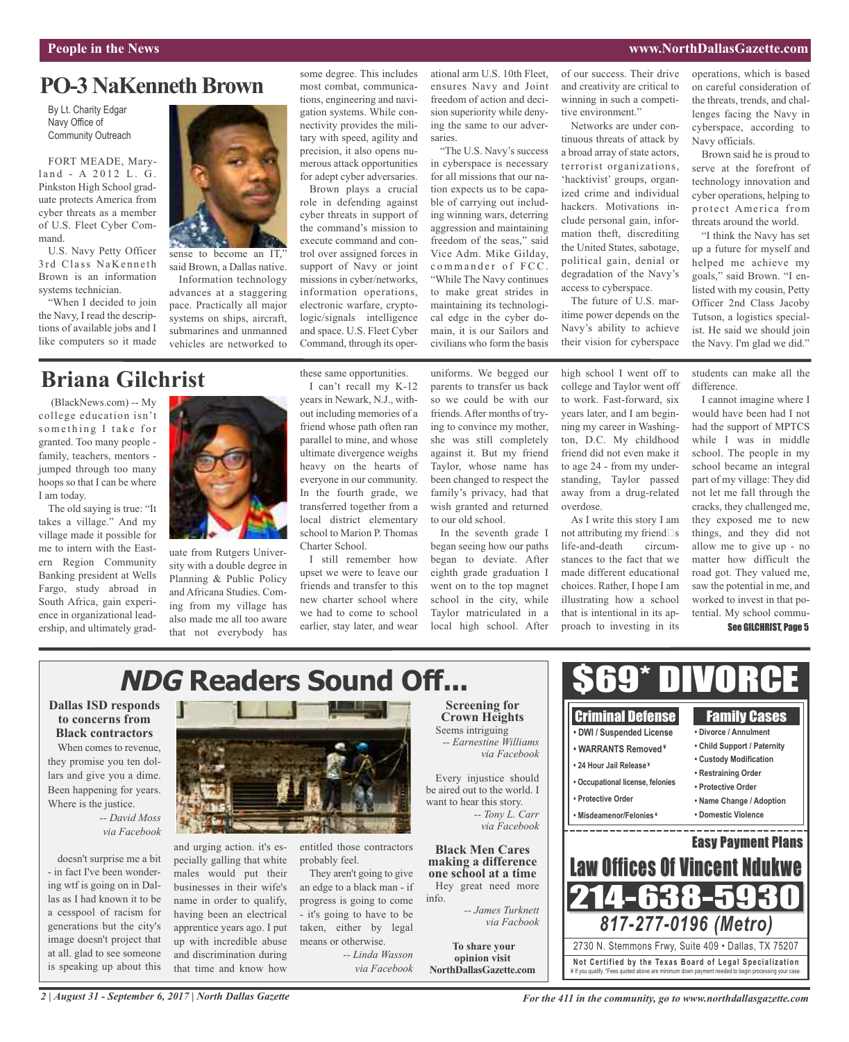## PO-3 NaKenneth Brown

By Lt. Charity Edgar
Navy Office of
Community Outreach

FORT MEADE, Maryland - A 2012 L. G. Pinkston High School graduate protects America from cyber threats as a member of U.S. Fleet Cyber Command.

U.S. Navy Petty Officer 3rd Class NaKenneth Brown is an information systems technician.

"When I decided to join the Navy, I read the descriptions of available jobs and I like computers so it made sense to become an IT," said Brown, a Dallas native.

Information technology advances at a staggering pace. Practically all major systems on ships, aircraft, submarines and unmanned vehicles are networked to some degree. This includes most combat, communications, engineering and navigation systems. While connectivity provides the military with speed, agility and precision, it also opens numerous attack opportunities for adept cyber adversaries.

Brown plays a crucial role in defending against cyber threats in support of the command's mission to execute command and control over assigned forces in support of Navy or joint missions in cyber/networks, information operations, electronic warfare, cryptologic/signals intelligence and space. U.S. Fleet Cyber Command, through its operational arm U.S. 10th Fleet, ensures Navy and Joint freedom of action and decision superiority while denying the same to our adversaries.

"The U.S. Navy's success in cyberspace is necessary for all missions that our nation expects us to be capable of carrying out including winning wars, deterring aggression and maintaining freedom of the seas," said Vice Adm. Mike Gilday, commander of FCC. "While The Navy continues to make great strides in maintaining its technological edge in the cyber domain, it is our Sailors and civilians who form the basis of our success. Their drive and creativity are critical to winning in such a competitive environment."

Networks are under continuous threats of attack by a broad array of state actors, terrorist organizations, 'hacktivist' groups, organized crime and individual hackers. Motivations include personal gain, information theft, discrediting the United States, sabotage, political gain, denial or degradation of the Navy's access to cyberspace.

The future of U.S. maritime power depends on the Navy's ability to achieve their vision for cyberspace operations, which is based on careful consideration of the threats, trends, and challenges facing the Navy in cyberspace, according to Navy officials.

Brown said he is proud to serve at the forefront of technology innovation and cyber operations, helping to protect America from threats around the world.

"I think the Navy has set up a future for myself and helped me achieve my goals," said Brown. "I enlisted with my cousin, Petty Officer 2nd Class Jacoby Tutson, a logistics specialist. He said we should join the Navy. I'm glad we did."

## Briana Gilchrist

(BlackNews.com) -- My college education isn't something I take for granted. Too many people - family, teachers, mentors - jumped through too many hoops so that I can be where I am today.

The old saying is true: "It takes a village." And my village made it possible for me to intern with the Eastern Region Community Banking president at Wells Fargo, study abroad in South Africa, gain experience in organizational leadership, and ultimately graduate from Rutgers University with a double degree in Planning & Public Policy and Africana Studies. Coming from my village has also made me all too aware that not everybody has these same opportunities.

I can't recall my K-12 years in Newark, N.J., without including memories of a friend whose path often ran parallel to mine, and whose ultimate divergence weighs heavy on the hearts of everyone in our community. In the fourth grade, we transferred together from a local district elementary school to Marion P. Thomas Charter School.

I still remember how upset we were to leave our friends and transfer to this new charter school where we had to come to school earlier, stay later, and wear uniforms. We begged our parents to transfer us back so we could be with our friends. After months of trying to convince my mother, she was still completely against it. But my friend Taylor, whose name has been changed to respect the family's privacy, had that wish granted and returned to our old school.

In the seventh grade I began seeing how our paths began to deviate. After eighth grade graduation I went on to the top magnet school in the city, while Taylor matriculated in a local high school. After high school I went off to college and Taylor went off to work. Fast-forward, six years later, and I am beginning my career in Washington, D.C. My childhood friend did not even make it to age 24 - from my understanding, Taylor passed away from a drug-related overdose.

As I write this story I am not attributing my friend□s life-and-death circumstances to the fact that we made different educational choices. Rather, I hope I am illustrating how a school that is intentional in its approach to investing in its students can make all the difference.

I cannot imagine where I would have been had I not had the support of MPTCS while I was in middle school. The people in my school became an integral part of my village: They did not let me fall through the cracks, they challenged me, they exposed me to new things, and they did not allow me to give up - no matter how difficult the road got. They valued me, saw the potential in me, and worked to invest in that potential. My school commu-

See GILCHRIST, Page 5

## *NDG* Readers Sound Off...

**Dallas ISD responds to concerns from Black contractors**

When comes to revenue, they promise you ten dollars and give you a dime. Been happening for years. Where is the justice.

*-- David Moss via Facebook*

doesn't surprise me a bit - in fact I've been wondering wtf is going on in Dallas as I had known it to be a cesspool of racism for generations but the city's image doesn't project that at all. glad to see someone is speaking up about this and urging action. it's especially galling that white males would put their businesses in their wife's name in order to qualify, having been an electrical apprentice years ago. I put up with incredible abuse and discrimination during that time and know how entitled those contractors probably feel.

They aren't going to give an edge to a black man - if progress is going to come - it's going to have to be taken, either by legal means or otherwise.

*-- Linda Wasson via Facebook*

**Screening for Crown Heights**

Seems intriguing

*-- Earnestine Williams via Facebook*

Every injustice should be aired out to the world. I want to hear this story.

*-- Tony L. Carr via Facebook*

**Black Men Cares making a difference one school at a time**

Hey great need more info.

*-- James Turknett via Facbook*

**To share your opinion visit NorthDallasGazette.com**

# $69* DIVORCE

**Criminal Defense**
- DWI / Suspended License
- WARRANTS Removed ¥
- 24 Hour Jail Release ¥
- Occupational license, felonies
- Protective Order
- Misdeamenor/Felonies ¥

**Family Cases**
- Divorce / Annulment
- Child Support / Paternity
- Custody Modification
- Restraining Order
- Protective Order
- Name Change / Adoption
- Domestic Violence

**Easy Payment Plans**

**Law Offices Of Vincent Ndukwe**

**214-638-5930**

***817-277-0196 (Metro)***

2730 N. Stemmons Frwy, Suite 409 • Dallas, TX 75207

**Not Certified by the Texas Board of Legal Specialization**
¥ If you qualify. *Fees quoted above are minimum down payment needed to begin processing your case.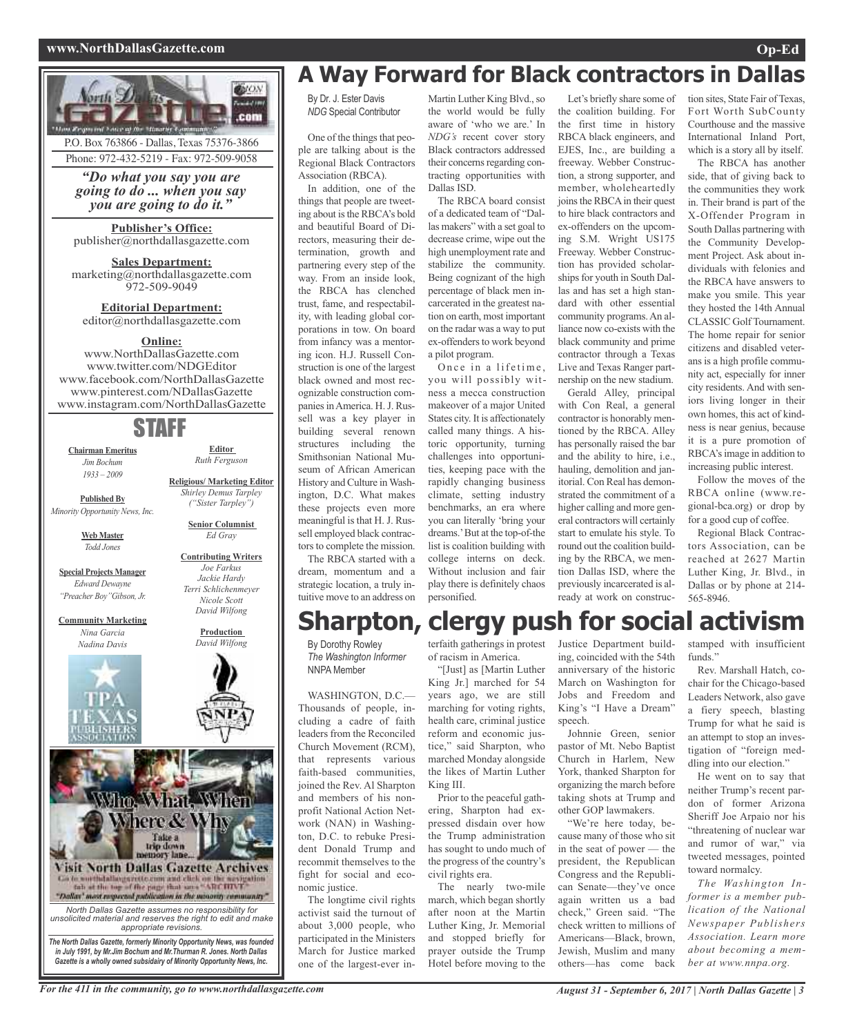P.O. Box 763866 - Dallas, Texas 75376-3866
Phone: 972-432-5219 - Fax: 972-509-9058

***"Do what you say you are going to do ... when you say you are going to do it."***

**Publisher's Office:**
publisher@northdallasgazette.com

**Sales Department:**
marketing@northdallasgazette.com
972-509-9049

**Editorial Department:**
editor@northdallasgazette.com

**Online:**
www.NorthDallasGazette.com
www.twitter.com/NDGEditor
www.facebook.com/NorthDallasGazette
www.pinterest.com/NDallasGazette
www.instagram.com/NorthDallasGazette

## STAFF

**Chairman Emeritus**
*Jim Bochum*
*1933 – 2009*

**Published By**
*Minority Opportunity News, Inc.*

**Web Master**
*Todd Jones*

**Special Projects Manager**
*Edward Dewayne "Preacher Boy" Gibson, Jr.*

**Community Marketing**
*Nina Garcia*
*Nadina Davis*

**Editor**
*Ruth Ferguson*

**Religious/ Marketing Editor**
*Shirley Demus Tarpley ("Sister Tarpley")*

**Senior Columnist**
*Ed Gray*

**Contributing Writers**
*Joe Farkus*
*Jackie Hardy*
*Terri Schlichenmeyer*
*Nicole Scott*
*David Wilfong*

**Production**
*David Wilfong*

Who, What, When, Where & Why
Take a trip down memory lane...
Visit North Dallas Gazette Archives
Go to northdallasgazette.com and click on the navigation tab at the top of the page that says "ARCHIVE"
"Dallas' most respected publication in the minority community"

*North Dallas Gazette assumes no responsibility for unsolicited material and reserves the right to edit and make appropriate revisions.*

***The North Dallas Gazette, formerly Minority Opportunity News, was founded in July 1991, by Mr.Jim Bochum and Mr.Thurman R. Jones. North Dallas Gazette is a wholly owned subsidairy of Minority Opportunity News, Inc.***

# A Way Forward for Black contractors in Dallas

By Dr. J. Ester Davis
*NDG* Special Contributor

One of the things that people are talking about is the Regional Black Contractors Association (RBCA).

In addition, one of the things that people are tweeting about is the RBCA's bold and beautiful Board of Directors, measuring their determination, growth and partnering every step of the way. From an inside look, the RBCA has clenched trust, fame, and respectability, with leading global corporations in tow. On board from infancy was a mentoring icon. H.J. Russell Construction is one of the largest black owned and most recognizable construction companies in America. H. J. Russell was a key player in building several renown structures including the Smithsonian National Museum of African American History and Culture in Washington, D.C. What makes these projects even more meaningful is that H. J. Russell employed black contractors to complete the mission.

The RBCA started with a dream, momentum and a strategic location, a truly intuitive move to an address on Martin Luther King Blvd., so the world would be fully aware of 'who we are.' In *NDG's* recent cover story Black contractors addressed their concerns regarding contracting opportunities with Dallas ISD.

The RBCA board consist of a dedicated team of "Dallas makers" with a set goal to decrease crime, wipe out the high unemployment rate and stabilize the community. Being cognizant of the high percentage of black men incarcerated in the greatest nation on earth, most important on the radar was a way to put ex-offenders to work beyond a pilot program.

Once in a lifetime, you will possibly witness a mecca construction makeover of a major United States city. It is affectionately called many things. A historic opportunity, turning challenges into opportunities, keeping pace with the rapidly changing business climate, setting industry benchmarks, an era where you can literally 'bring your dreams.' But at the top-of-the list is coalition building with college interns on deck. Without inclusion and fair play there is definitely chaos personified.

Let's briefly share some of the coalition building. For the first time in history RBCA black engineers, and EJES, Inc., are building a freeway. Webber Construction, a strong supporter, and member, wholeheartedly joins the RBCA in their quest to hire black contractors and ex-offenders on the upcoming S.M. Wright US175 Freeway. Webber Construction has provided scholarships for youth in South Dallas and has set a high standard with other essential community programs. An alliance now co-exists with the black community and prime contractor through a Texas Live and Texas Ranger partnership on the new stadium.

Gerald Alley, principal with Con Real, a general contractor is honorably mentioned by the RBCA. Alley has personally raised the bar and the ability to hire, i.e., hauling, demolition and janitorial. Con Real has demonstrated the commitment of a higher calling and more general contractors will certainly start to emulate his style. To round out the coalition building by the RBCA, we mention Dallas ISD, where the previously incarcerated is already at work on construction sites, State Fair of Texas, Fort Worth SubCounty Courthouse and the massive International Inland Port, which is a story all by itself.

The RBCA has another side, that of giving back to the communities they work in. Their brand is part of the X-Offender Program in South Dallas partnering with the Community Development Project. Ask about individuals with felonies and the RBCA have answers to make you smile. This year they hosted the 14th Annual CLASSIC Golf Tournament. The home repair for senior citizens and disabled veterans is a high profile community act, especially for inner city residents. And with seniors living longer in their own homes, this act of kindness is near genius, because it is a pure promotion of RBCA's image in addition to increasing public interest.

Follow the moves of the RBCA online (www.regional-bca.org) or drop by for a good cup of coffee.

Regional Black Contractors Association, can be reached at 2627 Martin Luther King, Jr. Blvd., in Dallas or by phone at 214-565-8946.

# Sharpton, clergy push for social activism

By Dorothy Rowley
*The Washington Informer*
NNPA Member

WASHINGTON, D.C.—Thousands of people, including a cadre of faith leaders from the Reconciled Church Movement (RCM), that represents various faith-based communities, joined the Rev. Al Sharpton and members of his nonprofit National Action Network (NAN) in Washington, D.C. to rebuke President Donald Trump and recommit themselves to the fight for social and economic justice.

The longtime civil rights activist said the turnout of about 3,000 people, who participated in the Ministers March for Justice marked one of the largest-ever interfaith gatherings in protest of racism in America.

"[Just] as [Martin Luther King Jr.] marched for 54 years ago, we are still marching for voting rights, health care, criminal justice reform and economic justice," said Sharpton, who marched Monday alongside the likes of Martin Luther King III.

Prior to the peaceful gathering, Sharpton had expressed disdain over how the Trump administration has sought to undo much of the progress of the country's civil rights era.

The nearly two-mile march, which began shortly after noon at the Martin Luther King, Jr. Memorial and stopped briefly for prayer outside the Trump Hotel before moving to the Justice Department building, coincided with the 54th anniversary of the historic March on Washington for Jobs and Freedom and King's "I Have a Dream" speech.

Johnnie Green, senior pastor of Mt. Nebo Baptist Church in Harlem, New York, thanked Sharpton for organizing the march before taking shots at Trump and other GOP lawmakers.

"We're here today, because many of those who sit in the seat of power — the president, the Republican Congress and the Republican Senate—they've once again written us a bad check," Green said. "The check written to millions of Americans—Black, brown, Jewish, Muslim and many others—has come back stamped with insufficient funds."

Rev. Marshall Hatch, co-chair for the Chicago-based Leaders Network, also gave a fiery speech, blasting Trump for what he said is an attempt to stop an investigation of "foreign meddling into our election."

He went on to say that neither Trump's recent pardon of former Arizona Sheriff Joe Arpaio nor his "threatening of nuclear war and rumor of war," via tweeted messages, pointed toward normalcy.

*The Washington Informer is a member publication of the National Newspaper Publishers Association. Learn more about becoming a member at www.nnpa.org.*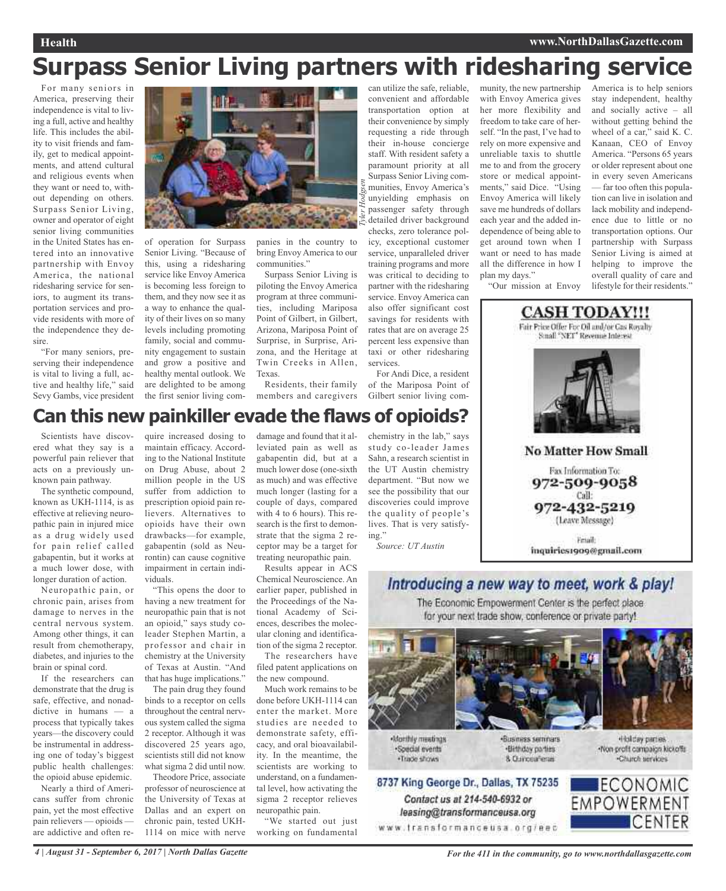# Surpass Senior Living partners with ridesharing service

For many seniors in America, preserving their independence is vital to living a full, active and healthy life. This includes the ability to visit friends and family, get to medical appointments, and attend cultural and religious events when they want or need to, without depending on others. Surpass Senior Living, owner and operator of eight senior living communities in the United States has entered into an innovative partnership with Envoy America, the national ridesharing service for seniors, to augment its transportation services and provide residents with more of the independence they desire.

"For many seniors, preserving their independence is vital to living a full, active and healthy life," said Sevy Gambs, vice president of operation for Surpass Senior Living. "Because of this, using a ridesharing service like Envoy America is becoming less foreign to them, and they now see it as a way to enhance the quality of their lives on so many levels including promoting family, social and community engagement to sustain and grow a positive and healthy mental outlook. We are delighted to be among the first senior living companies in the country to bring Envoy America to our communities."

Surpass Senior Living is piloting the Envoy America program at three communities, including Mariposa Point of Gilbert, in Gilbert, Arizona, Mariposa Point of Surprise, in Surprise, Arizona, and the Heritage at Twin Creeks in Allen, Texas.

Residents, their family members and caregivers can utilize the safe, reliable, convenient and affordable transportation option at their convenience by simply requesting a ride through their in-house concierge staff. With resident safety a paramount priority at all Surpass Senior Living communities, Envoy America's unyielding emphasis on passenger safety through detailed driver background checks, zero tolerance policy, exceptional customer service, unparalleled driver training programs and more was critical to deciding to partner with the ridesharing service. Envoy America can also offer significant cost savings for residents with rates that are on average 25 percent less expensive than taxi or other ridesharing services.

For Andi Dice, a resident of the Mariposa Point of Gilbert senior living community, the new partnership with Envoy America gives her more flexibility and freedom to take care of herself. "In the past, I've had to rely on more expensive and unreliable taxis to shuttle me to and from the grocery store or medical appointments," said Dice. "Using Envoy America will likely save me hundreds of dollars each year and the added independence of being able to get around town when I want or need to has made all the difference in how I plan my days."

"Our mission at Envoy America is to help seniors stay independent, healthy and socially active – all without getting behind the wheel of a car," said K. C. Kanaan, CEO of Envoy America. "Persons 65 years or older represent about one in every seven Americans — far too often this population can live in isolation and lack mobility and independence due to little or no transportation options. Our partnership with Surpass Senior Living is aimed at helping to improve the overall quality of care and lifestyle for their residents."

# Can this new painkiller evade the flaws of opioids?

Scientists have discovered what they say is a powerful pain reliever that acts on a previously unknown pain pathway.

The synthetic compound, known as UKH-1114, is as effective at relieving neuropathic pain in injured mice as a drug widely used for pain relief called gabapentin, but it works at a much lower dose, with longer duration of action.

Neuropathic pain, or chronic pain, arises from damage to nerves in the central nervous system. Among other things, it can result from chemotherapy, diabetes, and injuries to the brain or spinal cord.

If the researchers can demonstrate that the drug is safe, effective, and nonaddictive in humans — a process that typically takes years—the discovery could be instrumental in addressing one of today's biggest public health challenges: the opioid abuse epidemic.

Nearly a third of Americans suffer from chronic pain, yet the most effective pain relievers — opioids — are addictive and often require increased dosing to maintain efficacy. According to the National Institute on Drug Abuse, about 2 million people in the US suffer from addiction to prescription opioid pain relievers. Alternatives to opioids have their own drawbacks—for example, gabapentin (sold as Neurontin) can cause cognitive impairment in certain individuals.

"This opens the door to having a new treatment for neuropathic pain that is not an opioid," says study coleader Stephen Martin, a professor and chair in chemistry at the University of Texas at Austin. "And that has huge implications."

The pain drug they found binds to a receptor on cells throughout the central nervous system called the sigma 2 receptor. Although it was discovered 25 years ago, scientists still did not know what sigma 2 did until now.

Theodore Price, associate professor of neuroscience at the University of Texas at Dallas and an expert on chronic pain, tested UKH-1114 on mice with nerve damage and found that it alleviated pain as well as gabapentin did, but at a much lower dose (one-sixth as much) and was effective much longer (lasting for a couple of days, compared with 4 to 6 hours). This research is the first to demonstrate that the sigma 2 receptor may be a target for treating neuropathic pain.

Results appear in ACS Chemical Neuroscience. An earlier paper, published in the Proceedings of the National Academy of Sciences, describes the molecular cloning and identification of the sigma 2 receptor.

The researchers have filed patent applications on the new compound.

Much work remains to be done before UKH-1114 can enter the market. More studies are needed to demonstrate safety, efficacy, and oral bioavailability. In the meantime, the scientists are working to understand, on a fundamental level, how activating the sigma 2 receptor relieves neuropathic pain.

"We started out just working on fundamental chemistry in the lab," says study co-leader James Sahn, a research scientist in the UT Austin chemistry department. "But now we see the possibility that our discoveries could improve the quality of people's lives. That is very satisfying."

*Source: UT Austin*

**CASH TODAY!!!**

Fair Price Offer For Oil and/or Gas Royalty Small "NET" Revenue Interest

**No Matter How Small**

Fax Information To: 972-509-9058

Call: 972-432-5219 (Leave Message)

Email: inquiries1909@gmail.com

*Introducing a new way to meet, work & play!*

The Economic Empowerment Center is the perfect place for your next trade show, conference or private party!

- Monthly meetings
- Special events
- Trade shows
- Business seminars
- Birthday parties
- & Quinceañeras
- Holiday parties
- Non-profit campaign kickoffs
- Church services

8737 King George Dr., Dallas, TX 75235

*Contact us at 214-540-6932 or leasing@transformanceusa.org*

www.transformanceusa.org/eec

ECONOMIC EMPOWERMENT CENTER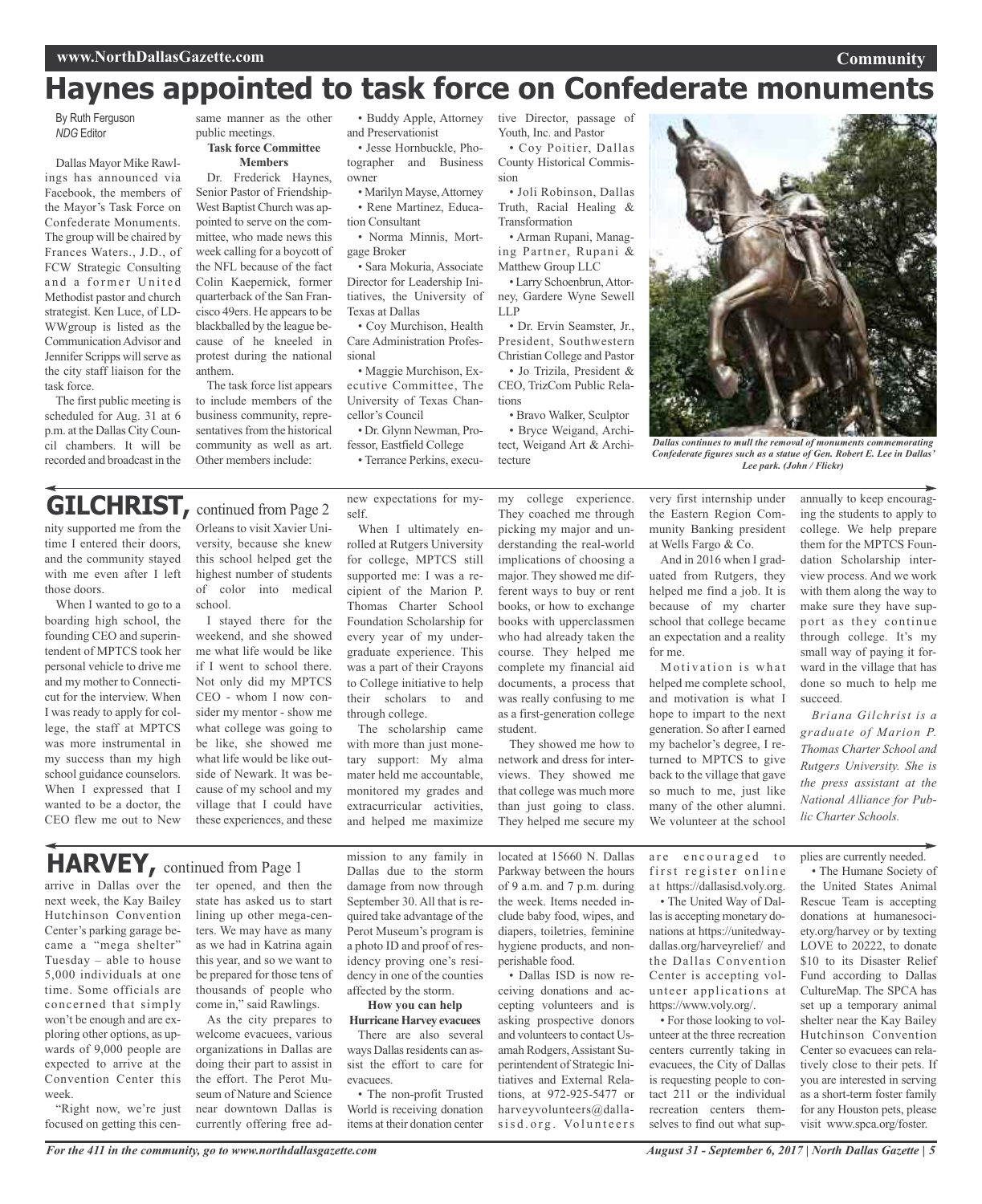# Haynes appointed to task force on Confederate monuments

By Ruth Ferguson
*NDG* Editor

Dallas Mayor Mike Rawlings has announced via Facebook, the members of the Mayor's Task Force on Confederate Monuments. The group will be chaired by Frances Waters., J.D., of FCW Strategic Consulting and a former United Methodist pastor and church strategist. Ken Luce, of LD-WWgroup is listed as the Communication Advisor and Jennifer Scripps will serve as the city staff liaison for the task force.

The first public meeting is scheduled for Aug. 31 at 6 p.m. at the Dallas City Council chambers. It will be recorded and broadcast in the same manner as the other public meetings.

**Task force Committee Members**

Dr. Frederick Haynes, Senior Pastor of Friendship-West Baptist Church was appointed to serve on the committee, who made news this week calling for a boycott of the NFL because of the fact Colin Kaepernick, former quarterback of the San Francisco 49ers. He appears to be blackballed by the league because of he kneeled in protest during the national anthem.

The task force list appears to include members of the business community, representatives from the historical community as well as art. Other members include:

- Buddy Apple, Attorney and Preservationist
- Jesse Hornbuckle, Photographer and Business owner
- Marilyn Mayse, Attorney
- Rene Martinez, Education Consultant
- Norma Minnis, Mortgage Broker
- Sara Mokuria, Associate Director for Leadership Initiatives, the University of Texas at Dallas
- Coy Murchison, Health Care Administration Professional
- Maggie Murchison, Executive Committee, The University of Texas Chancellor's Council
- Dr. Glynn Newman, Professor, Eastfield College
- Terrance Perkins, executive Director, passage of Youth, Inc. and Pastor
- Coy Poitier, Dallas County Historical Commission
- Joli Robinson, Dallas Truth, Racial Healing & Transformation
- Arman Rupani, Managing Partner, Rupani & Matthew Group LLC
- Larry Schoenbrun, Attorney, Gardere Wyne Sewell LLP
- Dr. Ervin Seamster, Jr., President, Southwestern Christian College and Pastor
- Jo Trizila, President & CEO, TrizCom Public Relations
- Bravo Walker, Sculptor
- Bryce Weigand, Architect, Weigand Art & Architecture

*Dallas continues to mull the removal of monuments commemorating Confederate figures such as a statue of Gen. Robert E. Lee in Dallas' Lee park. (John / Flickr)*

---

## GILCHRIST, continued from Page 2

nity supported me from the time I entered their doors, and the community stayed with me even after I left those doors.

When I wanted to go to a boarding high school, the founding CEO and superintendent of MPTCS took her personal vehicle to drive me and my mother to Connecticut for the interview. When I was ready to apply for college, the staff at MPTCS was more instrumental in my success than my high school guidance counselors. When I expressed that I wanted to be a doctor, the CEO flew me out to New Orleans to visit Xavier University, because she knew this school helped get the highest number of students of color into medical school.

I stayed there for the weekend, and she showed me what life would be like if I went to school there. Not only did my MPTCS CEO - whom I now consider my mentor - show me what college was going to be like, she showed me what life would be like outside of Newark. It was because of my school and my village that I could have these experiences, and these new expectations for myself.

When I ultimately enrolled at Rutgers University for college, MPTCS still supported me: I was a recipient of the Marion P. Thomas Charter School Foundation Scholarship for every year of my undergraduate experience. This was a part of their Crayons to College initiative to help their scholars to and through college.

The scholarship came with more than just monetary support: My alma mater held me accountable, monitored my grades and extracurricular activities, and helped me maximize my college experience. They coached me through picking my major and understanding the real-world implications of choosing a major. They showed me different ways to buy or rent books, or how to exchange books with upperclassmen who had already taken the course. They helped me complete my financial aid documents, a process that was really confusing to me as a first-generation college student.

They showed me how to network and dress for interviews. They showed me that college was much more than just going to class. They helped me secure my very first internship under the Eastern Region Community Banking president at Wells Fargo & Co.

And in 2016 when I graduated from Rutgers, they helped me find a job. It is because of my charter school that college became an expectation and a reality for me.

Motivation is what helped me complete school, and motivation is what I hope to impart to the next generation. So after I earned my bachelor's degree, I returned to MPTCS to give back to the village that gave so much to me, just like many of the other alumni. We volunteer at the school annually to keep encouraging the students to apply to college. We help prepare them for the MPTCS Foundation Scholarship interview process. And we work with them along the way to make sure they have support as they continue through college. It's my small way of paying it forward in the village that has done so much to help me succeed.

*Briana Gilchrist is a graduate of Marion P. Thomas Charter School and Rutgers University. She is the press assistant at the National Alliance for Public Charter Schools.*

---

## HARVEY, continued from Page 1

arrive in Dallas over the next week, the Kay Bailey Hutchinson Convention Center's parking garage became a "mega shelter" Tuesday – able to house 5,000 individuals at one time. Some officials are concerned that simply won't be enough and are exploring other options, as upwards of 9,000 people are expected to arrive at the Convention Center this week.

"Right now, we're just focused on getting this center opened, and then the state has asked us to start lining up other mega-centers. We may have as many as we had in Katrina again this year, and so we want to be prepared for those tens of thousands of people who come in," said Rawlings.

As the city prepares to welcome evacuees, various organizations in Dallas are doing their part to assist in the effort. The Perot Museum of Nature and Science near downtown Dallas is currently offering free admission to any family in Dallas due to the storm damage from now through September 30. All that is required take advantage of the Perot Museum's program is a photo ID and proof of residency proving one's residency in one of the counties affected by the storm.

**How you can help Hurricane Harvey evacuees**

There are also several ways Dallas residents can assist the effort to care for evacuees.

- The non-profit Trusted World is receiving donation items at their donation center located at 15660 N. Dallas Parkway between the hours of 9 a.m. and 7 p.m. during the week. Items needed include baby food, wipes, and diapers, toiletries, feminine hygiene products, and non-perishable food.
- Dallas ISD is now receiving donations and accepting volunteers and is asking prospective donors and volunteers to contact Usamah Rodgers, Assistant Superintendent of Strategic Initiatives and External Relations, at 972-925-5477 or harveyvolunteers@dallasisd.org. Volunteers are encouraged to first register online at https://dallasisd.voly.org.
- The United Way of Dallas is accepting monetary donations at https://unitedwaydallas.org/harveyrelief/ and the Dallas Convention Center is accepting volunteer applications at https://www.voly.org/.
- For those looking to volunteer at the three recreation centers currently taking in evacuees, the City of Dallas is requesting people to contact 211 or the individual recreation centers themselves to find out what supplies are currently needed.
- The Humane Society of the United States Animal Rescue Team is accepting donations at humanesociety.org/harvey or by texting LOVE to 20222, to donate $10 to its Disaster Relief Fund according to Dallas CultureMap. The SPCA has set up a temporary animal shelter near the Kay Bailey Hutchinson Convention Center so evacuees can relatively close to their pets. If you are interested in serving as a short-term foster family for any Houston pets, please visit www.spca.org/foster.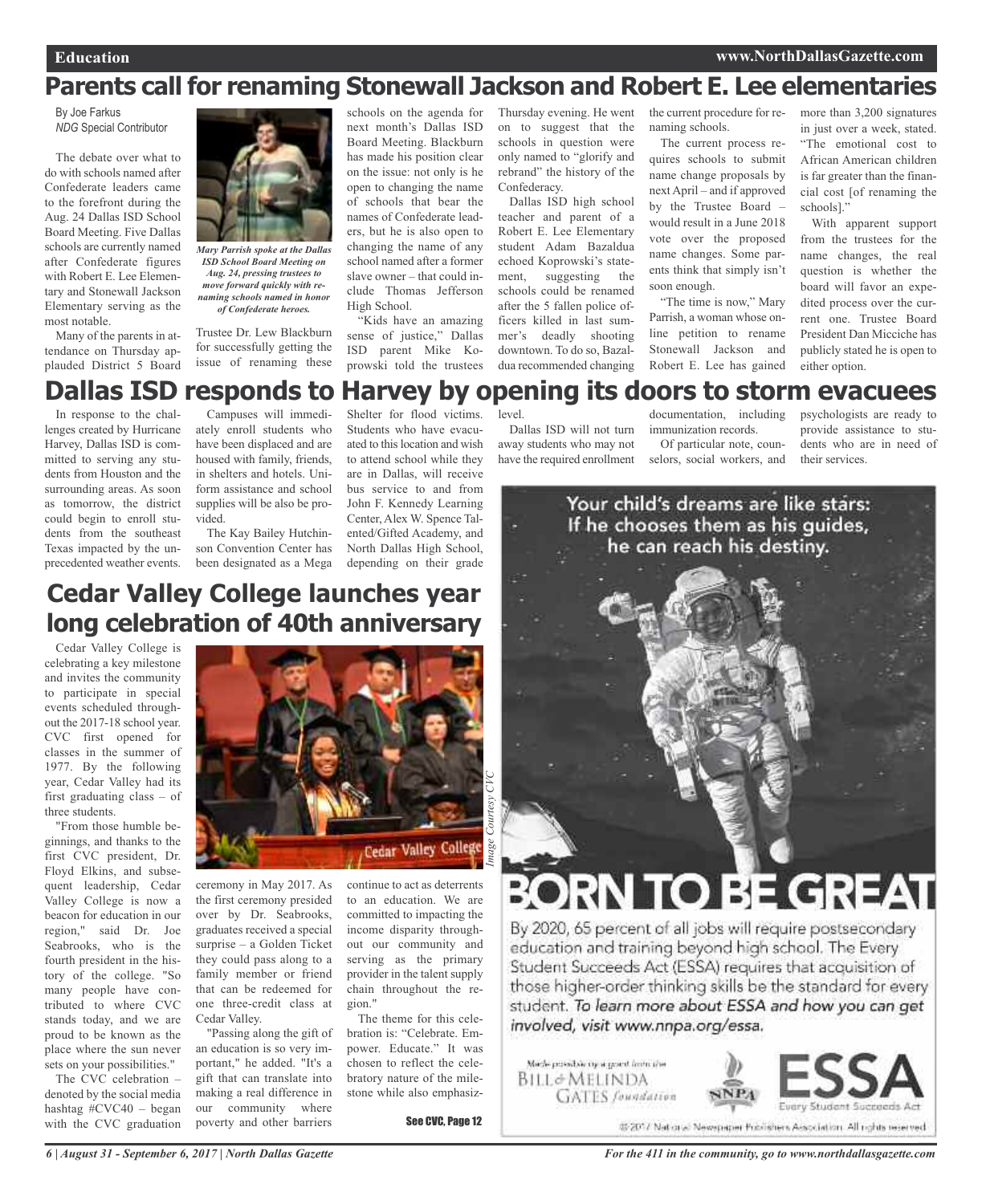# Parents call for renaming Stonewall Jackson and Robert E. Lee elementaries

By Joe Farkus
*NDG* Special Contributor

The debate over what to do with schools named after Confederate leaders came to the forefront during the Aug. 24 Dallas ISD School Board Meeting. Five Dallas schools are currently named after Confederate figures with Robert E. Lee Elementary and Stonewall Jackson Elementary serving as the most notable.

*Mary Parrish spoke at the Dallas ISD School Board Meeting on Aug. 24, pressing trustees to move forward quickly with renaming schools named in honor of Confederate heroes.*

Many of the parents in attendance on Thursday applauded District 5 Board Trustee Dr. Lew Blackburn for successfully getting the issue of renaming these schools on the agenda for next month's Dallas ISD Board Meeting. Blackburn has made his position clear on the issue: not only is he open to changing the name of schools that bear the names of Confederate leaders, but he is also open to changing the name of any school named after a former slave owner – that could include Thomas Jefferson High School.

"Kids have an amazing sense of justice," Dallas ISD parent Mike Koprowski told the trustees Thursday evening. He went on to suggest that the schools in question were only named to "glorify and rebrand" the history of the Confederacy.

Dallas ISD high school teacher and parent of a Robert E. Lee Elementary student Adam Bazaldua echoed Koprowski's statement, suggesting the schools could be renamed after the 5 fallen police officers killed in last summer's deadly shooting downtown. To do so, Bazaldua recommended changing the current procedure for renaming schools.

The current process requires schools to submit name change proposals by next April – and if approved by the Trustee Board – would result in a June 2018 vote over the proposed name changes. Some parents think that simply isn't soon enough.

"The time is now," Mary Parrish, a woman whose online petition to rename Stonewall Jackson and Robert E. Lee has gained more than 3,200 signatures in just over a week, stated. "The emotional cost to African American children is far greater than the financial cost [of renaming the schools]."

With apparent support from the trustees for the name changes, the real question is whether the board will favor an expedited process over the current one. Trustee Board President Dan Micciche has publicly stated he is open to either option.

# Dallas ISD responds to Harvey by opening its doors to storm evacuees

In response to the challenges created by Hurricane Harvey, Dallas ISD is committed to serving any students from Houston and the surrounding areas. As soon as tomorrow, the district could begin to enroll students from the southeast Texas impacted by the unprecedented weather events.

Campuses will immediately enroll students who have been displaced and are housed with family, friends, in shelters and hotels. Uniform assistance and school supplies will be also be provided.

The Kay Bailey Hutchinson Convention Center has been designated as a Mega Shelter for flood victims. Students who have evacuated to this location and wish to attend school while they are in Dallas, will receive bus service to and from John F. Kennedy Learning Center, Alex W. Spence Talented/Gifted Academy, and North Dallas High School, depending on their grade level.

Dallas ISD will not turn away students who may not have the required enrollment documentation, including immunization records.

Of particular note, counselors, social workers, and psychologists are ready to provide assistance to students who are in need of their services.

# Cedar Valley College launches year long celebration of 40th anniversary

*Image Courtesy CVC*

Cedar Valley College is celebrating a key milestone and invites the community to participate in special events scheduled throughout the 2017-18 school year. CVC first opened for classes in the summer of 1977. By the following year, Cedar Valley had its first graduating class – of three students.

"From those humble beginnings, and thanks to the first CVC president, Dr. Floyd Elkins, and subsequent leadership, Cedar Valley College is now a beacon for education in our region," said Dr. Joe Seabrooks, who is the fourth president in the history of the college. "So many people have contributed to where CVC stands today, and we are proud to be known as the place where the sun never sets on your possibilities."

The CVC celebration – denoted by the social media hashtag #CVC40 – began with the CVC graduation ceremony in May 2017. As the first ceremony presided over by Dr. Seabrooks, graduates received a special surprise – a Golden Ticket they could pass along to a family member or friend that can be redeemed for one three-credit class at Cedar Valley.

"Passing along the gift of an education is so very important," he added. "It's a gift that can translate into making a real difference in our community where poverty and other barriers continue to act as deterrents to an education. We are committed to impacting the income disparity throughout our community and serving as the primary provider in the talent supply chain throughout the region."

The theme for this celebration is: "Celebrate. Empower. Educate." It was chosen to reflect the celebratory nature of the milestone while also emphasiz-

See CVC, Page 12

Your child's dreams are like stars: If he chooses them as his guides, he can reach his destiny.

BORN TO BE GREAT

By 2020, 65 percent of all jobs will require postsecondary education and training beyond high school. The Every Student Succeeds Act (ESSA) requires that acquisition of those higher-order thinking skills be the standard for every student. *To learn more about ESSA and how you can get involved, visit www.nnpa.org/essa.*

Made possible by a grant from the Bill & Melinda Gates foundation — NNPA — ESSA Every Student Succeeds Act

© 2017 National Newspaper Publishers Association. All rights reserved.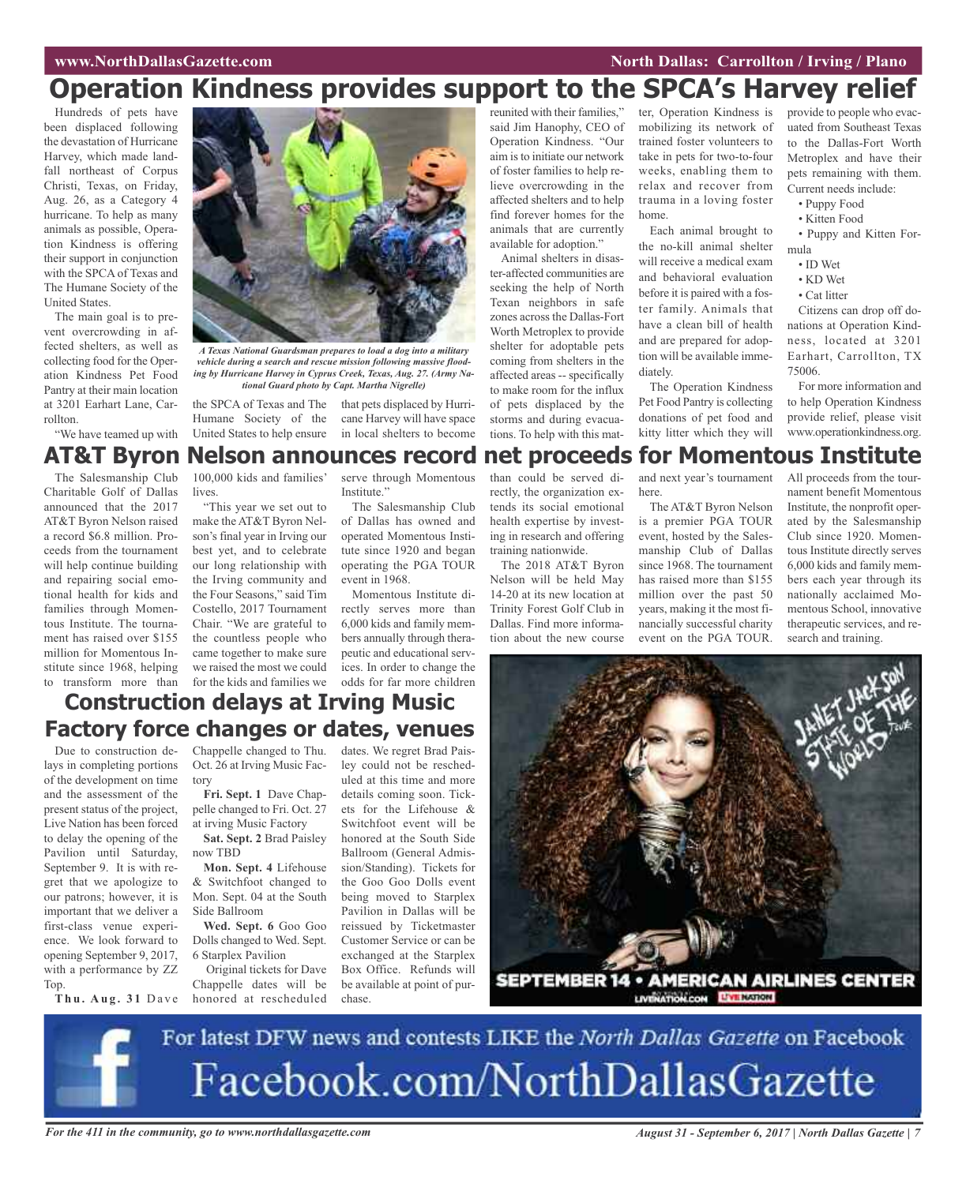# Operation Kindness provides support to the SPCA's Harvey relief

Hundreds of pets have been displaced following the devastation of Hurricane Harvey, which made landfall northeast of Corpus Christi, Texas, on Friday, Aug. 26, as a Category 4 hurricane. To help as many animals as possible, Operation Kindness is offering their support in conjunction with the SPCA of Texas and The Humane Society of the United States.

The main goal is to prevent overcrowding in affected shelters, as well as collecting food for the Operation Kindness Pet Food Pantry at their main location at 3201 Earhart Lane, Carrollton.

*A Texas National Guardsman prepares to load a dog into a military vehicle during a search and rescue mission following massive flooding by Hurricane Harvey in Cyprus Creek, Texas, Aug. 27. (Army National Guard photo by Capt. Martha Nigrelle)*

"We have teamed up with the SPCA of Texas and The Humane Society of the United States to help ensure that pets displaced by Hurricane Harvey will have space in local shelters to become reunited with their families," said Jim Hanophy, CEO of Operation Kindness. "Our aim is to initiate our network of foster families to help relieve overcrowding in the affected shelters and to help find forever homes for the animals that are currently available for adoption."

Animal shelters in disaster-affected communities are seeking the help of North Texan neighbors in safe zones across the Dallas-Fort Worth Metroplex to provide shelter for adoptable pets coming from shelters in the affected areas -- specifically to make room for the influx of pets displaced by the storms and during evacuations. To help with this matter, Operation Kindness is mobilizing its network of trained foster volunteers to take in pets for two-to-four weeks, enabling them to relax and recover from trauma in a loving foster home.

Each animal brought to the no-kill animal shelter will receive a medical exam and behavioral evaluation before it is paired with a foster family. Animals that have a clean bill of health and are prepared for adoption will be available immediately.

The Operation Kindness Pet Food Pantry is collecting donations of pet food and kitty litter which they will provide to people who evacuated from Southeast Texas to the Dallas-Fort Worth Metroplex and have their pets remaining with them. Current needs include:

- Puppy Food
- Kitten Food
- Puppy and Kitten Formula
- ID Wet
- KD Wet
- Cat litter

Citizens can drop off donations at Operation Kindness, located at 3201 Earhart, Carrollton, TX 75006.

For more information and to help Operation Kindness provide relief, please visit www.operationkindness.org.

# AT&T Byron Nelson announces record net proceeds for Momentous Institute

The Salesmanship Club Charitable Golf of Dallas announced that the 2017 AT&T Byron Nelson raised a record $6.8 million. Proceeds from the tournament will help continue building and repairing social emotional health for kids and families through Momentous Institute. The tournament has raised over $155 million for Momentous Institute since 1968, helping to transform more than 100,000 kids and families' lives.

"This year we set out to make the AT&T Byron Nelson's final year in Irving our best yet, and to celebrate our long relationship with the Irving community and the Four Seasons," said Tim Costello, 2017 Tournament Chair. "We are grateful to the countless people who came together to make sure we raised the most we could for the kids and families we serve through Momentous Institute."

The Salesmanship Club of Dallas has owned and operated Momentous Institute since 1920 and began operating the PGA TOUR event in 1968.

Momentous Institute directly serves more than 6,000 kids and family members annually through therapeutic and educational services. In order to change the odds for far more children than could be served directly, the organization extends its social emotional health expertise by investing in research and offering training nationwide.

The 2018 AT&T Byron Nelson will be held May 14-20 at its new location at Trinity Forest Golf Club in Dallas. Find more information about the new course and next year's tournament here.

The AT&T Byron Nelson is a premier PGA TOUR event, hosted by the Salesmanship Club of Dallas since 1968. The tournament has raised more than $155 million over the past 50 years, making it the most financially successful charity event on the PGA TOUR. All proceeds from the tournament benefit Momentous Institute, the nonprofit operated by the Salesmanship Club since 1920. Momentous Institute directly serves 6,000 kids and family members each year through its nationally acclaimed Momentous School, innovative therapeutic services, and research and training.

# Construction delays at Irving Music Factory force changes or dates, venues

Due to construction delays in completing portions of the development on time and the assessment of the present status of the project, Live Nation has been forced to delay the opening of the Pavilion until Saturday, September 9. It is with regret that we apologize to our patrons; however, it is important that we deliver a first-class venue experience. We look forward to opening September 9, 2017, with a performance by ZZ Top.

**Thu. Aug. 31** Dave Chappelle changed to Thu. Oct. 26 at Irving Music Factory

**Fri. Sept. 1** Dave Chappelle changed to Fri. Oct. 27 at irving Music Factory

**Sat. Sept. 2** Brad Paisley now TBD

**Mon. Sept. 4** Lifehouse & Switchfoot changed to Mon. Sept. 04 at the South Side Ballroom

**Wed. Sept. 6** Goo Goo Dolls changed to Wed. Sept. 6 Starplex Pavilion

Original tickets for Dave Chappelle dates will be honored at rescheduled dates. We regret Brad Paisley could not be rescheduled at this time and more details coming soon. Tickets for the Lifehouse & Switchfoot event will be honored at the South Side Ballroom (General Admission/Standing). Tickets for the Goo Goo Dolls event being moved to Starplex Pavilion in Dallas will be reissued by Ticketmaster Customer Service or can be exchanged at the Starplex Box Office. Refunds will be available at point of purchase.

Janet Jackson State of the World Tour
SEPTEMBER 14 • AMERICAN AIRLINES CENTER
LIVENATION.COM LIVE NATION

For latest DFW news and contests LIKE the *North Dallas Gazette* on Facebook
Facebook.com/NorthDallasGazette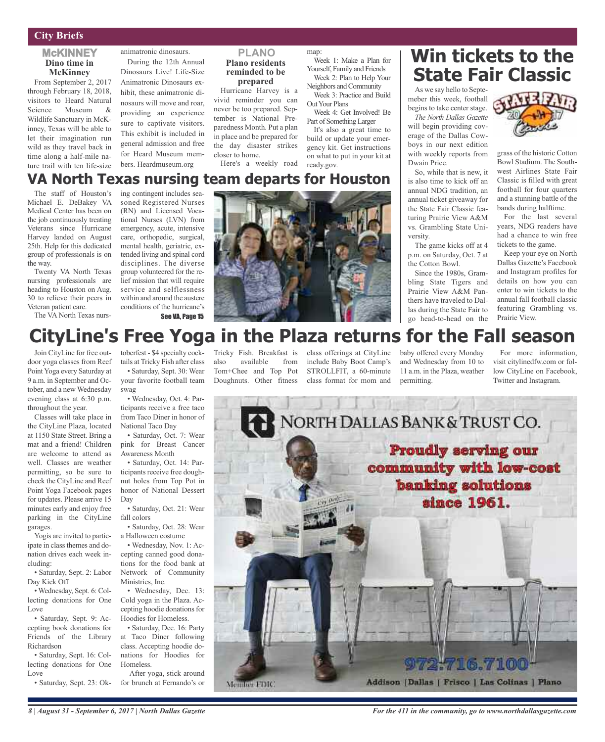## City Briefs

### McKINNEY

**Dino time in McKinney**

From September 2, 2017 through February 18, 2018, visitors to Heard Natural Science Museum & Wildlife Sanctuary in McKinney, Texas will be able to let their imagination run wild as they travel back in time along a half-mile nature trail with ten life-size animatronic dinosaurs.

During the 12th Annual Dinosaurs Live! Life-Size Animatronic Dinosaurs exhibit, these animatronic dinosaurs will move and roar, providing an experience sure to captivate visitors. This exhibit is included in general admission and free for Heard Museum members. Heardmuseum.org

### PLANO

**Plano residents reminded to be prepared**

Hurricane Harvey is a vivid reminder you can never be too prepared. September is National Preparedness Month. Put a plan in place and be prepared for the day disaster strikes closer to home.

Here's a weekly road map:

Week 1: Make a Plan for Yourself, Family and Friends

Week 2: Plan to Help Your Neighbors and Community

Week 3: Practice and Build Out Your Plans

Week 4: Get Involved! Be Part of Something Larger

It's also a great time to build or update your emergency kit. Get instructions on what to put in your kit at ready.gov.

# Win tickets to the State Fair Classic

As we say hello to Septemeber this week, football begins to take center stage. *The North Dallas Gazette* will begin providing coverage of the Dallas Cowboys in our next edition with weekly reports from Dwain Price.

So, while that is new, it is also time to kick off an annual NDG tradition, an annual ticket giveaway for the State Fair Classic featuring Prairie View A&M vs. Grambling State University.

The game kicks off at 4 p.m. on Saturday, Oct. 7 at the Cotton Bowl.

Since the 1980s, Grambling State Tigers and Prairie View A&M Panthers have traveled to Dallas during the State Fair to go head-to-head on the grass of the historic Cotton Bowl Stadium. The Southwest Airlines State Fair Classic is filled with great football for four quarters and a stunning battle of the bands during halftime.

For the last several years, NDG readers have had a chance to win free tickets to the game.

Keep your eye on North Dallas Gazette's Facebook and Instagram profiles for details on how you can enter to win tickets to the annual fall football classic featuring Grambling vs. Prairie View.

# VA North Texas nursing team departs for Houston

The staff of Houston's Michael E. DeBakey VA Medical Center has been on the job continuously treating Veterans since Hurricane Harvey landed on August 25th. Help for this dedicated group of professionals is on the way.

Twenty VA North Texas nursing professionals are heading to Houston on Aug. 30 to relieve their peers in Veteran patient care.

The VA North Texas nursing contingent includes seasoned Registered Nurses (RN) and Licensed Vocational Nurses (LVN) from emergency, acute, intensive care, orthopedic, surgical, mental health, geriatric, extended living and spinal cord disciplines. The diverse group volunteered for the relief mission that will require service and selflessness within and around the austere conditions of the hurricane's

See VA, Page 15

# CityLine's Free Yoga in the Plaza returns for the Fall season

Join CityLine for free outdoor yoga classes from Reef Point Yoga every Saturday at 9 a.m. in September and October, and a new Wednesday evening class at 6:30 p.m. throughout the year.

Classes will take place in the CityLine Plaza, located at 1150 State Street. Bring a mat and a friend! Children are welcome to attend as well. Classes are weather permitting, so be sure to check the CityLine and Reef Point Yoga Facebook pages for updates. Please arrive 15 minutes early and enjoy free parking in the CityLine garages.

Yogis are invited to participate in class themes and donation drives each week including:

- Saturday, Sept. 2: Labor Day Kick Off
- Wednesday, Sept. 6: Collecting donations for One Love
- Saturday, Sept. 9: Accepting book donations for Friends of the Library Richardson
- Saturday, Sept. 16: Collecting donations for One Love
- Saturday, Sept. 23: Oktoberfest - $4 specialty cocktails at Tricky Fish after class
- Saturday, Sept. 30: Wear your favorite football team swag
- Wednesday, Oct. 4: Participants receive a free taco from Taco Diner in honor of National Taco Day
- Saturday, Oct. 7: Wear pink for Breast Cancer Awareness Month
- Saturday, Oct. 14: Participants receive free doughnut holes from Top Pot in honor of National Dessert Day
- Saturday, Oct. 21: Wear fall colors
- Saturday, Oct. 28: Wear a Halloween costume
- Wednesday, Nov. 1: Accepting canned good donations for the food bank at Network of Community Ministries, Inc.
- Wednesday, Dec. 13: Cold yoga in the Plaza. Accepting hoodie donations for Hoodies for Homeless.
- Saturday, Dec. 16: Party at Taco Diner following class. Accepting hoodie donations for Hoodies for Homeless.

After yoga, stick around for brunch at Fernando's or Tricky Fish. Breakfast is also available from Tom+Chee and Top Pot Doughnuts. Other fitness class offerings at CityLine include Baby Boot Camp's STROLLFIT, a 60-minute class format for mom and baby offered every Monday and Wednesday from 10 to 11 a.m. in the Plaza, weather permitting.

For more information, visit citylinedfw.com or follow CityLine on Facebook, Twitter and Instagram.

NORTH DALLAS BANK & TRUST CO.

Proudly serving our community with low-cost banking solutions since 1961.

972.716.7100

Addison | Dallas | Frisco | Las Colinas | Plano

Member FDIC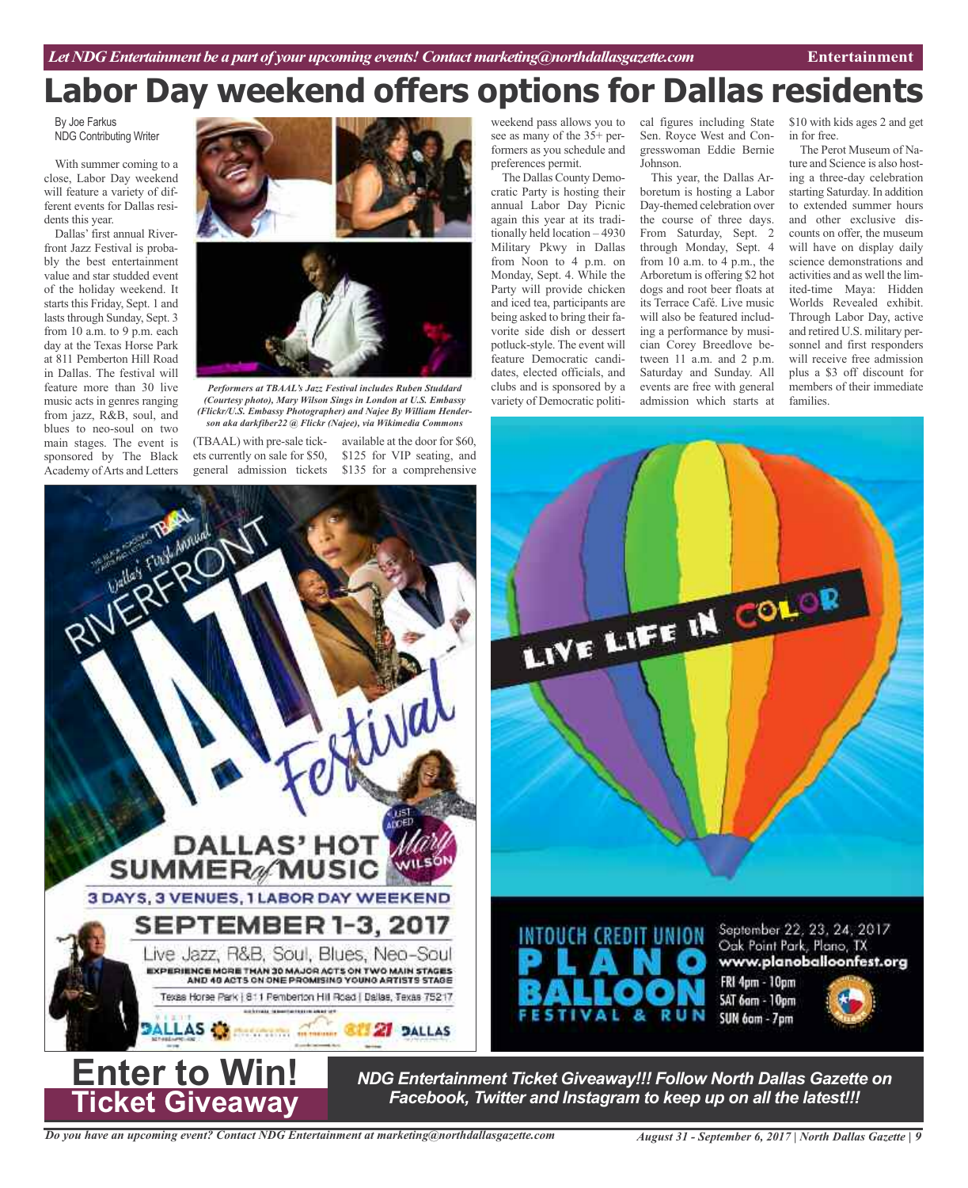# Labor Day weekend offers options for Dallas residents

By Joe Farkus
NDG Contributing Writer

With summer coming to a close, Labor Day weekend will feature a variety of different events for Dallas residents this year.

Dallas' first annual Riverfront Jazz Festival is probably the best entertainment value and star studded event of the holiday weekend. It starts this Friday, Sept. 1 and lasts through Sunday, Sept. 3 from 10 a.m. to 9 p.m. each day at the Texas Horse Park at 811 Pemberton Hill Road in Dallas. The festival will feature more than 30 live music acts in genres ranging from jazz, R&B, soul, and blues to neo-soul on two main stages. The event is sponsored by The Black Academy of Arts and Letters (TBAAL) with pre-sale tickets currently on sale for $50, general admission tickets available at the door for $60, $125 for VIP seating, and $135 for a comprehensive weekend pass allows you to see as many of the 35+ performers as you schedule and preferences permit.

*Performers at TBAAL's Jazz Festival includes Ruben Studdard (Courtesy photo), Mary Wilson Sings in London at U.S. Embassy (Flickr/U.S. Embassy Photographer) and Najee By William Henderson aka darkfiber22 @ Flickr (Najee), via Wikimedia Commons*

The Dallas County Democratic Party is hosting their annual Labor Day Picnic again this year at its traditionally held location – 4930 Military Pkwy in Dallas from Noon to 4 p.m. on Monday, Sept. 4. While the Party will provide chicken and iced tea, participants are being asked to bring their favorite side dish or dessert potluck-style. The event will feature Democratic candidates, elected officials, and clubs and is sponsored by a variety of Democratic political figures including State Sen. Royce West and Congresswoman Eddie Bernie Johnson.

This year, the Dallas Arboretum is hosting a Labor Day-themed celebration over the course of three days. From Saturday, Sept. 2 through Monday, Sept. 4 from 10 a.m. to 4 p.m., the Arboretum is offering $2 hot dogs and root beer floats at its Terrace Café. Live music will also be featured including a performance by musician Corey Breedlove between 11 a.m. and 2 p.m. Saturday and Sunday. All events are free with general admission which starts at $10 with kids ages 2 and get in for free.

The Perot Museum of Nature and Science is also hosting a three-day celebration starting Saturday. In addition to extended summer hours and other exclusive discounts on offer, the museum will have on display daily science demonstrations and activities and as well the limited-time Maya: Hidden Worlds Revealed exhibit. Through Labor Day, active and retired U.S. military personnel and first responders will receive free admission plus a $3 off discount for members of their immediate families.

**Enter to Win!**
**Ticket Giveaway**

***NDG Entertainment Ticket Giveaway!!! Follow North Dallas Gazette on Facebook, Twitter and Instagram to keep up on all the latest!!!***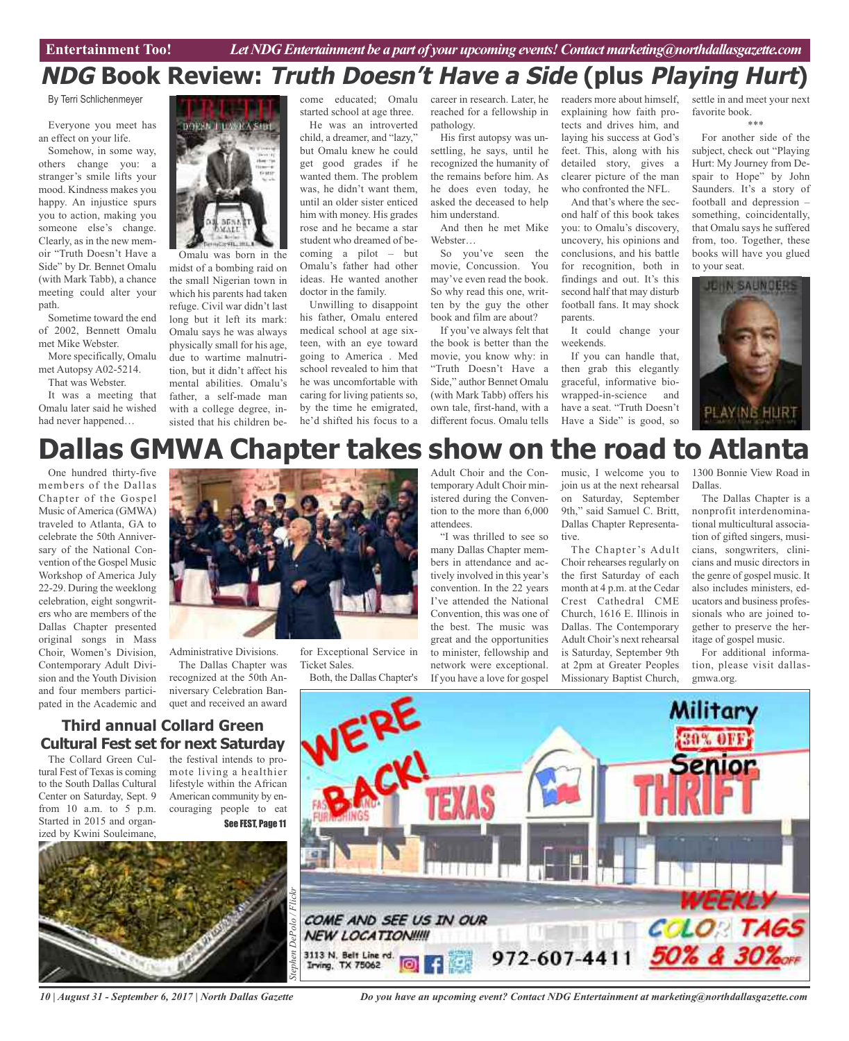# *NDG* Book Review: *Truth Doesn't Have a Side* (plus *Playing Hurt*)

By Terri Schlichenmeyer

Everyone you meet has an effect on your life.

Somehow, in some way, others change you: a stranger's smile lifts your mood. Kindness makes you happy. An injustice spurs you to action, making you someone else's change. Clearly, as in the new memoir "Truth Doesn't Have a Side" by Dr. Bennet Omalu (with Mark Tabb), a chance meeting could alter your path.

Sometime toward the end of 2002, Bennett Omalu met Mike Webster.

More specifically, Omalu met Autopsy A02-5214.

That was Webster.

It was a meeting that Omalu later said he wished had never happened…

Omalu was born in the midst of a bombing raid on the small Nigerian town in which his parents had taken refuge. Civil war didn't last long but it left its mark: Omalu says he was always physically small for his age, due to wartime malnutrition, but it didn't affect his mental abilities. Omalu's father, a self-made man with a college degree, insisted that his children become educated; Omalu started school at age three.

He was an introverted child, a dreamer, and "lazy," but Omalu knew he could get good grades if he wanted them. The problem was, he didn't want them, until an older sister enticed him with money. His grades rose and he became a star student who dreamed of becoming a pilot – but Omalu's father had other ideas. He wanted another doctor in the family.

Unwilling to disappoint his father, Omalu entered medical school at age sixteen, with an eye toward going to America . Med school revealed to him that he was uncomfortable with caring for living patients so, by the time he emigrated, he'd shifted his focus to a career in research. Later, he reached for a fellowship in pathology.

His first autopsy was unsettling, he says, until he recognized the humanity of the remains before him. As he does even today, he asked the deceased to help him understand.

And then he met Mike Webster…

So you've seen the movie, Concussion. You may've even read the book. So why read this one, written by the guy the other book and film are about?

If you've always felt that the book is better than the movie, you know why: in "Truth Doesn't Have a Side," author Bennet Omalu (with Mark Tabb) offers his own tale, first-hand, with a different focus. Omalu tells readers more about himself, explaining how faith protects and drives him, and laying his success at God's feet. This, along with his detailed story, gives a clearer picture of the man who confronted the NFL.

And that's where the second half of this book takes you: to Omalu's discovery, uncovery, his opinions and conclusions, and his battle for recognition, both in findings and out. It's this second half that may disturb football fans. It may shock parents.

It could change your weekends.

If you can handle that, then grab this elegantly graceful, informative bio-wrapped-in-science and have a seat. "Truth Doesn't Have a Side" is good, so settle in and meet your next favorite book.

\*\*\*

For another side of the subject, check out "Playing Hurt: My Journey from Despair to Hope" by John Saunders. It's a story of football and depression – something, coincidentally, that Omalu says he suffered from, too. Together, these books will have you glued to your seat.

# Dallas GMWA Chapter takes show on the road to Atlanta

One hundred thirty-five members of the Dallas Chapter of the Gospel Music of America (GMWA) traveled to Atlanta, GA to celebrate the 50th Anniversary of the National Convention of the Gospel Music Workshop of America July 22-29. During the weeklong celebration, eight songwriters who are members of the Dallas Chapter presented original songs in Mass Choir, Women's Division, Contemporary Adult Division and the Youth Division and four members participated in the Academic and Administrative Divisions.

The Dallas Chapter was recognized at the 50th Anniversary Celebration Banquet and received an award for Exceptional Service in Ticket Sales.

Both, the Dallas Chapter's Adult Choir and the Contemporary Adult Choir ministered during the Convention to the more than 6,000 attendees.

"I was thrilled to see so many Dallas Chapter members in attendance and actively involved in this year's convention. In the 22 years I've attended the National Convention, this was one of the best. The music was great and the opportunities to minister, fellowship and network were exceptional. If you have a love for gospel music, I welcome you to join us at the next rehearsal on Saturday, September 9th," said Samuel C. Britt, Dallas Chapter Representative.

The Chapter's Adult Choir rehearses regularly on the first Saturday of each month at 4 p.m. at the Cedar Crest Cathedral CME Church, 1616 E. Illinois in Dallas. The Contemporary Adult Choir's next rehearsal is Saturday, September 9th at 2pm at Greater Peoples Missionary Baptist Church, 1300 Bonnie View Road in Dallas.

The Dallas Chapter is a nonprofit interdenominational multicultural association of gifted singers, musicians, songwriters, clinicians and music directors in the genre of gospel music. It also includes ministers, educators and business professionals who are joined together to preserve the heritage of gospel music.

For additional information, please visit dallasgmwa.org.

## Third annual Collard Green Cultural Fest set for next Saturday

The Collard Green Cultural Fest of Texas is coming to the South Dallas Cultural Center on Saturday, Sept. 9 from 10 a.m. to 5 p.m. Started in 2015 and organized by Kwini Souleimane, the festival intends to promote living a healthier lifestyle within the African American community by encouraging people to eat

**See FEST, Page 11**

Stephen DePolo / Flickr

WE'RE BACK! TEXAS THRIFT

Military 30% OFF Senior

WEEKLY COLOR TAGS 50% & 30% OFF

COME AND SEE US IN OUR NEW LOCATION!!!!!

3113 N. Belt Line rd. Irving, TX 75062

972-607-4411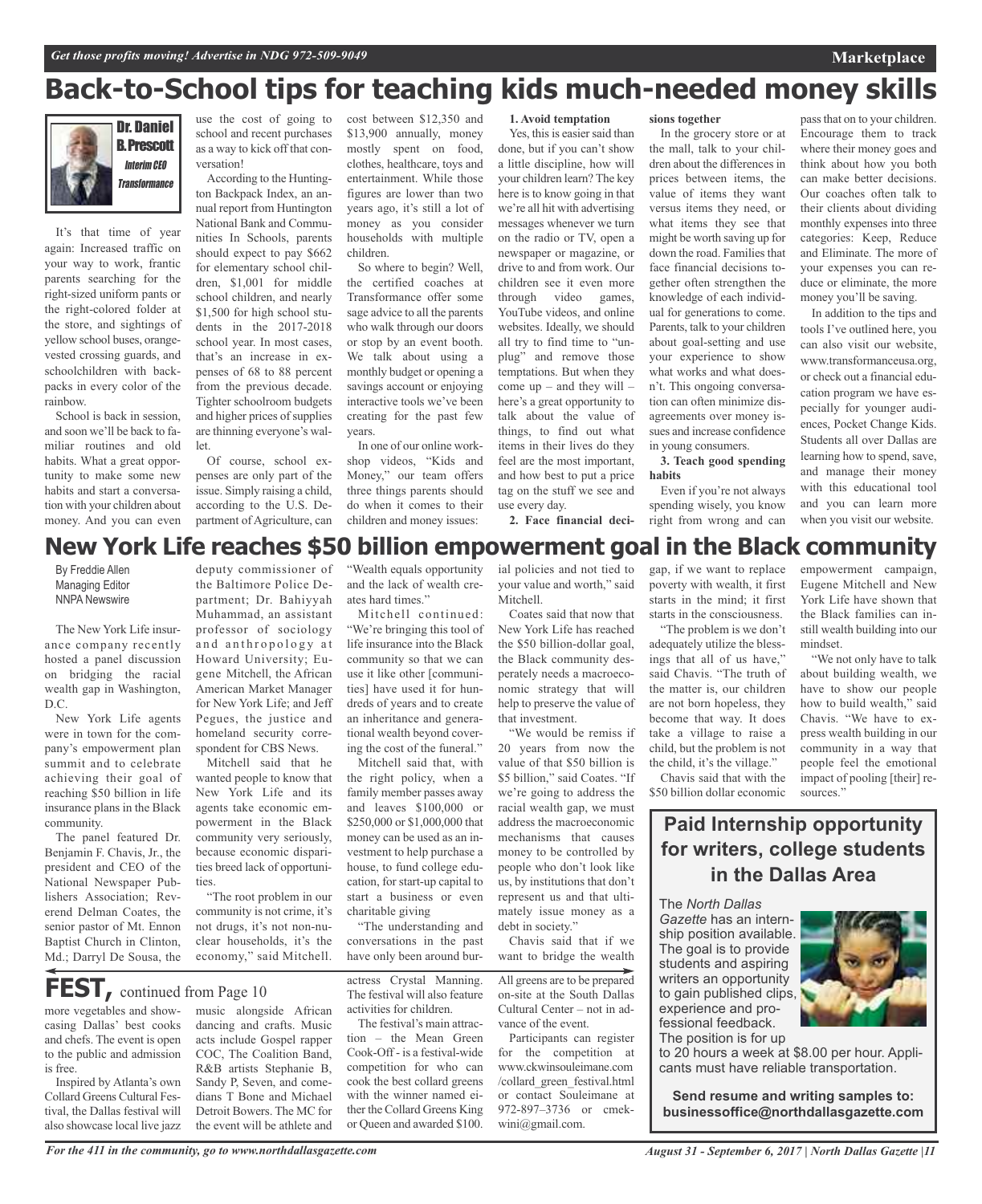# Back-to-School tips for teaching kids much-needed money skills

**Dr. Daniel B. Prescott**
*Interim CEO Transformance*

It's that time of year again: Increased traffic on your way to work, frantic parents searching for the right-sized uniform pants or the right-colored folder at the store, and sightings of yellow school buses, orange-vested crossing guards, and schoolchildren with backpacks in every color of the rainbow.

School is back in session, and soon we'll be back to familiar routines and old habits. What a great opportunity to make some new habits and start a conversation with your children about money. And you can even use the cost of going to school and recent purchases as a way to kick off that conversation!

According to the Huntington Backpack Index, an annual report from Huntington National Bank and Communities In Schools, parents should expect to pay $662 for elementary school children, $1,001 for middle school children, and nearly $1,500 for high school students in the 2017-2018 school year. In most cases, that's an increase in expenses of 68 to 88 percent from the previous decade. Tighter schoolroom budgets and higher prices of supplies are thinning everyone's wallet.

Of course, school expenses are only part of the issue. Simply raising a child, according to the U.S. Department of Agriculture, can cost between $12,350 and $13,900 annually, money mostly spent on food, clothes, healthcare, toys and entertainment. While those figures are lower than two years ago, it's still a lot of money as you consider households with multiple children.

So where to begin? Well, the certified coaches at Transformance offer some sage advice to all the parents who walk through our doors or stop by an event booth. We talk about using a monthly budget or opening a savings account or enjoying interactive tools we've been creating for the past few years.

In one of our online workshop videos, "Kids and Money," our team offers three things parents should do when it comes to their children and money issues:

**1. Avoid temptation**

Yes, this is easier said than done, but if you can't show a little discipline, how will your children learn? The key here is to know going in that we're all hit with advertising messages whenever we turn on the radio or TV, open a newspaper or magazine, or drive to and from work. Our children see it even more through video games, YouTube videos, and online websites. Ideally, we should all try to find time to "unplug" and remove those temptations. But when they come up – and they will – here's a great opportunity to talk about the value of things, to find out what items in their lives do they feel are the most important, and how best to put a price tag on the stuff we see and use every day.

**2. Face financial decisions together**

In the grocery store or at the mall, talk to your children about the differences in prices between items, the value of items they want versus items they need, or what items they see that might be worth saving up for down the road. Families that face financial decisions together often strengthen the knowledge of each individual for generations to come. Parents, talk to your children about goal-setting and use your experience to show what works and what doesn't. This ongoing conversation can often minimize disagreements over money issues and increase confidence in young consumers.

**3. Teach good spending habits**

Even if you're not always spending wisely, you know right from wrong and can pass that on to your children. Encourage them to track where their money goes and think about how you both can make better decisions. Our coaches often talk to their clients about dividing monthly expenses into three categories: Keep, Reduce and Eliminate. The more of your expenses you can reduce or eliminate, the more money you'll be saving.

In addition to the tips and tools I've outlined here, you can also visit our website, www.transformanceusa.org, or check out a financial education program we have especially for younger audiences, Pocket Change Kids. Students all over Dallas are learning how to spend, save, and manage their money with this educational tool and you can learn more when you visit our website.

# New York Life reaches $50 billion empowerment goal in the Black community

By Freddie Allen
Managing Editor
NNPA Newswire

The New York Life insurance company recently hosted a panel discussion on bridging the racial wealth gap in Washington, D.C.

New York Life agents were in town for the company's empowerment plan summit and to celebrate achieving their goal of reaching $50 billion in life insurance plans in the Black community.

The panel featured Dr. Benjamin F. Chavis, Jr., the president and CEO of the National Newspaper Publishers Association; Reverend Delman Coates, the senior pastor of Mt. Ennon Baptist Church in Clinton, Md.; Darryl De Sousa, the deputy commissioner of the Baltimore Police Department; Dr. Bahiyyah Muhammad, an assistant professor of sociology and anthropology at Howard University; Eugene Mitchell, the African American Market Manager for New York Life; and Jeff Pegues, the justice and homeland security correspondent for CBS News.

Mitchell said that he wanted people to know that New York Life and its agents take economic empowerment in the Black community very seriously, because economic disparities breed lack of opportunities.

"The root problem in our community is not crime, it's not drugs, it's not non-nuclear households, it's the economy," said Mitchell. "Wealth equals opportunity and the lack of wealth creates hard times."

Mitchell continued: "We're bringing this tool of life insurance into the Black community so that we can use it like other [communities] have used it for hundreds of years and to create an inheritance and generational wealth beyond covering the cost of the funeral."

Mitchell said that, with the right policy, when a family member passes away and leaves $100,000 or $250,000 or $1,000,000 that money can be used as an investment to help purchase a house, to fund college education, for start-up capital to start a business or even charitable giving

"The understanding and conversations in the past have only been around burial policies and not tied to your value and worth," said Mitchell.

Coates said that now that New York Life has reached the $50 billion-dollar goal, the Black community desperately needs a macroeconomic strategy that will help to preserve the value of that investment.

"We would be remiss if 20 years from now the value of that $50 billion is $5 billion," said Coates. "If we're going to address the racial wealth gap, we must address the macroeconomic mechanisms that causes money to be controlled by people who don't look like us, by institutions that don't represent us and that ultimately issue money as a debt in society."

Chavis said that if we want to bridge the wealth gap, if we want to replace poverty with wealth, it first starts in the mind; it first starts in the consciousness.

"The problem is we don't adequately utilize the blessings that all of us have," said Chavis. "The truth of the matter is, our children are not born hopeless, they become that way. It does take a village to raise a child, but the problem is not the child, it's the village."

Chavis said that with the $50 billion dollar economic empowerment campaign, Eugene Mitchell and New York Life have shown that the Black families can instill wealth building into our mindset.

"We not only have to talk about building wealth, we have to show our people how to build wealth," said Chavis. "We have to express wealth building in our community in a way that people feel the emotional impact of pooling [their] resources."

## FEST, continued from Page 10

more vegetables and showcasing Dallas' best cooks and chefs. The event is open to the public and admission is free.

Inspired by Atlanta's own Collard Greens Cultural Festival, the Dallas festival will also showcase local live jazz music alongside African dancing and crafts. Music acts include Gospel rapper COC, The Coalition Band, R&B artists Stephanie B, Sandy P, Seven, and comedians T Bone and Michael Detroit Bowers. The MC for the event will be athlete and actress Crystal Manning. The festival will also feature activities for children.

The festival's main attraction – the Mean Green Cook-Off - is a festival-wide competition for who can cook the best collard greens with the winner named either the Collard Greens King or Queen and awarded $100. All greens are to be prepared on-site at the South Dallas Cultural Center – not in advance of the event.

Participants can register for the competition at www.ckwinsouleimane.com/collard_green_festival.html or contact Souleimane at 972-897–3736 or cmekwini@gmail.com.

## Paid Internship opportunity for writers, college students in the Dallas Area

The *North Dallas Gazette* has an internship position available. The goal is to provide students and aspiring writers an opportunity to gain published clips, experience and professional feedback. The position is for up to 20 hours a week at $8.00 per hour. Applicants must have reliable transportation.

**Send resume and writing samples to: businessoffice@northdallasgazette.com**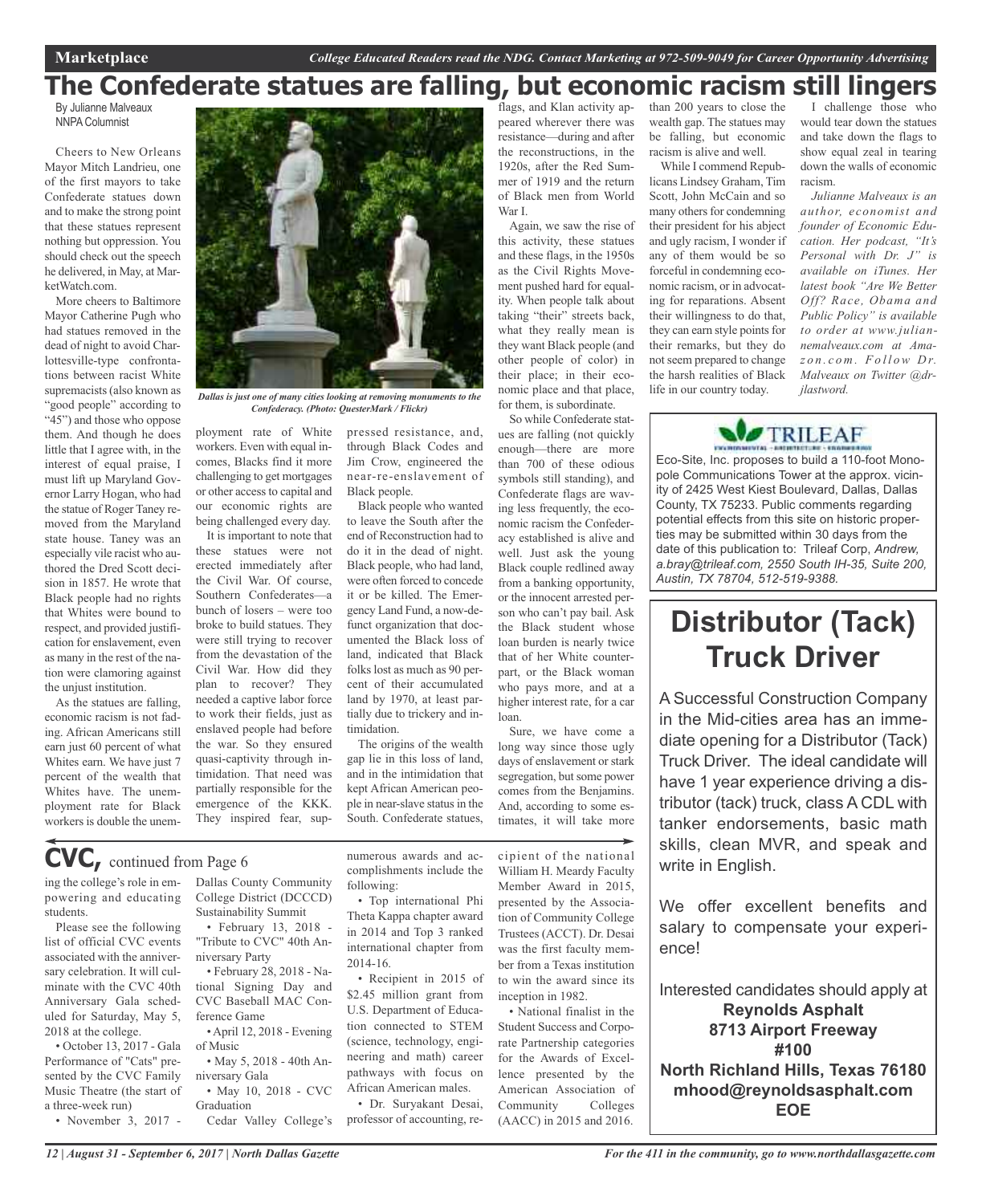# The Confederate statues are falling, but economic racism still lingers

By Julianne Malveaux
NNPA Columnist

Cheers to New Orleans Mayor Mitch Landrieu, one of the first mayors to take Confederate statues down and to make the strong point that these statues represent nothing but oppression. You should check out the speech he delivered, in May, at MarketWatch.com.

More cheers to Baltimore Mayor Catherine Pugh who had statues removed in the dead of night to avoid Charlottesville-type confrontations between racist White supremacists (also known as "good people" according to "45") and those who oppose them. And though he does little that I agree with, in the interest of equal praise, I must lift up Maryland Governor Larry Hogan, who had the statue of Roger Taney removed from the Maryland state house. Taney was an especially vile racist who authored the Dred Scott decision in 1857. He wrote that Black people had no rights that Whites were bound to respect, and provided justification for enslavement, even as many in the rest of the nation were clamoring against the unjust institution.

As the statues are falling, economic racism is not fading. African Americans still earn just 60 percent of what Whites earn. We have just 7 percent of the wealth that Whites have. The unemployment rate for Black workers is double the unemployment rate of White workers. Even with equal incomes, Blacks find it more challenging to get mortgages or other access to capital and our economic rights are being challenged every day.

*Dallas is just one of many cities looking at removing monuments to the Confederacy. (Photo: QuesterMark / Flickr)*

It is important to note that these statues were not erected immediately after the Civil War. Of course, Southern Confederates—a bunch of losers – were too broke to build statues. They were still trying to recover from the devastation of the Civil War. How did they plan to recover? They needed a captive labor force to work their fields, just as enslaved people had before the war. So they ensured quasi-captivity through intimidation. That need was partially responsible for the emergence of the KKK. They inspired fear, suppressed resistance, and, through Black Codes and Jim Crow, engineered the near-re-enslavement of Black people.

Black people who wanted to leave the South after the end of Reconstruction had to do it in the dead of night. Black people, who had land, were often forced to concede it or be killed. The Emergency Land Fund, a now-defunct organization that documented the Black loss of land, indicated that Black folks lost as much as 90 percent of their accumulated land by 1970, at least partially due to trickery and intimidation.

The origins of the wealth gap lie in this loss of land, and in the intimidation that kept African American people in near-slave status in the South. Confederate statues, flags, and Klan activity appeared wherever there was resistance—during and after the reconstructions, in the 1920s, after the Red Summer of 1919 and the return of Black men from World War I.

Again, we saw the rise of this activity, these statues and these flags, in the 1950s as the Civil Rights Movement pushed hard for equality. When people talk about taking "their" streets back, what they really mean is they want Black people (and other people of color) in their place; in their economic place and that place, for them, is subordinate.

So while Confederate statues are falling (not quickly enough—there are more than 700 of these odious symbols still standing), and Confederate flags are waving less frequently, the economic racism the Confederacy established is alive and well. Just ask the young Black couple redlined away from a banking opportunity, or the innocent arrested person who can't pay bail. Ask the Black student whose loan burden is nearly twice that of her White counterpart, or the Black woman who pays more, and at a higher interest rate, for a car loan.

Sure, we have come a long way since those ugly days of enslavement or stark segregation, but some power comes from the Benjamins. And, according to some estimates, it will take more than 200 years to close the wealth gap. The statues may be falling, but economic racism is alive and well.

While I commend Republicans Lindsey Graham, Tim Scott, John McCain and so many others for condemning their president for his abject and ugly racism, I wonder if any of them would be so forceful in condemning economic racism, or in advocating for reparations. Absent their willingness to do that, they can earn style points for their remarks, but they do not seem prepared to change the harsh realities of Black life in our country today.

I challenge those who would tear down the statues and take down the flags to show equal zeal in tearing down the walls of economic racism.

*Julianne Malveaux is an author, economist and founder of Economic Education. Her podcast, "It's Personal with Dr. J" is available on iTunes. Her latest book "Are We Better Off? Race, Obama and Public Policy" is available to order at www.juliannemalveaux.com at Amazon.com. Follow Dr. Malveaux on Twitter @drjlastword.*

---

**TRILEAF**

Eco-Site, Inc. proposes to build a 110-foot Monopole Communications Tower at the approx. vicinity of 2425 West Kiest Boulevard, Dallas, Dallas County, TX 75233. Public comments regarding potential effects from this site on historic properties may be submitted within 30 days from the date of this publication to: Trileaf Corp, *Andrew, a.bray@trileaf.com, 2550 South IH-35, Suite 200, Austin, TX 78704, 512-519-9388.*

---

# Distributor (Tack) Truck Driver

A Successful Construction Company in the Mid-cities area has an immediate opening for a Distributor (Tack) Truck Driver. The ideal candidate will have 1 year experience driving a distributor (tack) truck, class A CDL with tanker endorsements, basic math skills, clean MVR, and speak and write in English.

We offer excellent benefits and salary to compensate your experience!

Interested candidates should apply at
**Reynolds Asphalt**
**8713 Airport Freeway**
**#100**
**North Richland Hills, Texas 76180**
**mhood@reynoldsasphalt.com**
**EOE**

---

## CVC, continued from Page 6

ing the college's role in empowering and educating students.

Please see the following list of official CVC events associated with the anniversary celebration. It will culminate with the CVC 40th Anniversary Gala scheduled for Saturday, May 5, 2018 at the college.

- October 13, 2017 - Gala Performance of "Cats" presented by the CVC Family Music Theatre (the start of a three-week run)
- November 3, 2017 - Dallas County Community College District (DCCCD) Sustainability Summit
- February 13, 2018 - "Tribute to CVC" 40th Anniversary Party
- February 28, 2018 - National Signing Day and CVC Baseball MAC Conference Game
- April 12, 2018 - Evening of Music
- May 5, 2018 - 40th Anniversary Gala
- May 10, 2018 - CVC Graduation

Cedar Valley College's numerous awards and accomplishments include the following:

- Top international Phi Theta Kappa chapter award in 2014 and Top 3 ranked international chapter from 2014-16.
- Recipient in 2015 of $2.45 million grant from U.S. Department of Education connected to STEM (science, technology, engineering and math) career pathways with focus on African American males.
- Dr. Suryakant Desai, professor of accounting, recipient of the national William H. Meardy Faculty Member Award in 2015, presented by the Association of Community College Trustees (ACCT). Dr. Desai was the first faculty member from a Texas institution to win the award since its inception in 1982.
- National finalist in the Student Success and Corporate Partnership categories for the Awards of Excellence presented by the American Association of Community Colleges (AACC) in 2015 and 2016.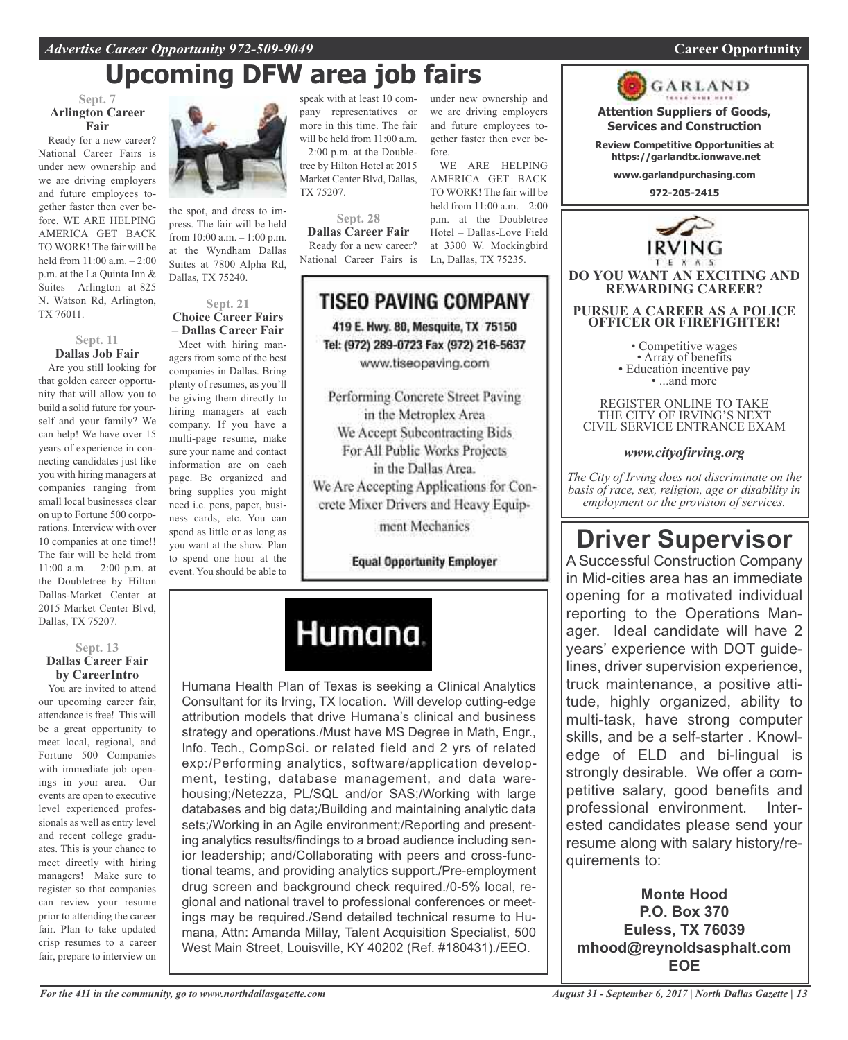# Upcoming DFW area job fairs

### Sept. 7
**Arlington Career Fair**

Ready for a new career? National Career Fairs is under new ownership and we are driving employers and future employees together faster then ever before. WE ARE HELPING AMERICA GET BACK TO WORK! The fair will be held from 11:00 a.m. – 2:00 p.m. at the La Quinta Inn & Suites – Arlington at 825 N. Watson Rd, Arlington, TX 76011.

### Sept. 11
**Dallas Job Fair**

Are you still looking for that golden career opportunity that will allow you to build a solid future for yourself and your family? We can help! We have over 15 years of experience in connecting candidates just like you with hiring managers at companies ranging from small local businesses clear on up to Fortune 500 corporations. Interview with over 10 companies at one time!! The fair will be held from 11:00 a.m. – 2:00 p.m. at the Doubletree by Hilton Dallas-Market Center at 2015 Market Center Blvd, Dallas, TX 75207.

### Sept. 13
**Dallas Career Fair by CareerIntro**

You are invited to attend our upcoming career fair, attendance is free! This will be a great opportunity to meet local, regional, and Fortune 500 Companies with immediate job openings in your area. Our events are open to executive level experienced professionals as well as entry level and recent college graduates. This is your chance to meet directly with hiring managers! Make sure to register so that companies can review your resume prior to attending the career fair. Plan to take updated crisp resumes to a career fair, prepare to interview on the spot, and dress to impress. The fair will be held from 10:00 a.m. – 1:00 p.m. at the Wyndham Dallas Suites at 7800 Alpha Rd, Dallas, TX 75240.

### Sept. 21
**Choice Career Fairs – Dallas Career Fair**

Meet with hiring managers from some of the best companies in Dallas. Bring plenty of resumes, as you'll be giving them directly to hiring managers at each company. If you have a multi-page resume, make sure your name and contact information are on each page. Be organized and bring supplies you might need i.e. pens, paper, business cards, etc. You can spend as little or as long as you want at the show. Plan to spend one hour at the event. You should be able to speak with at least 10 company representatives or more in this time. The fair will be held from 11:00 a.m. – 2:00 p.m. at the Doubletree by Hilton Hotel at 2015 Market Center Blvd, Dallas, TX 75207.

### Sept. 28
**Dallas Career Fair**

Ready for a new career? National Career Fairs is under new ownership and we are driving employers and future employees together faster then ever before.

WE ARE HELPING AMERICA GET BACK TO WORK! The fair will be held from 11:00 a.m. – 2:00 p.m. at the Doubletree Hotel – Dallas-Love Field at 3300 W. Mockingbird Ln, Dallas, TX 75235.

---

## TISEO PAVING COMPANY

419 E. Hwy. 80, Mesquite, TX 75150
Tel: (972) 289-0723 Fax (972) 216-5637
www.tiseopaving.com

Performing Concrete Street Paving in the Metroplex Area
We Accept Subcontracting Bids For All Public Works Projects in the Dallas Area.
We Are Accepting Applications for Concrete Mixer Drivers and Heavy Equipment Mechanics

**Equal Opportunity Employer**

---

## Humana.

Humana Health Plan of Texas is seeking a Clinical Analytics Consultant for its Irving, TX location. Will develop cutting-edge attribution models that drive Humana's clinical and business strategy and operations./Must have MS Degree in Math, Engr., Info. Tech., CompSci. or related field and 2 yrs of related exp:/Performing analytics, software/application development, testing, database management, and data warehousing;/Netezza, PL/SQL and/or SAS;/Working with large databases and big data;/Building and maintaining analytic data sets;/Working in an Agile environment;/Reporting and presenting analytics results/findings to a broad audience including senior leadership; and/Collaborating with peers and cross-functional teams, and providing analytics support./Pre-employment drug screen and background check required./0-5% local, regional and national travel to professional conferences or meetings may be required./Send detailed technical resume to Humana, Attn: Amanda Millay, Talent Acquisition Specialist, 500 West Main Street, Louisville, KY 40202 (Ref. #180431)./EEO.

---

## GARLAND

**Attention Suppliers of Goods, Services and Construction**

**Review Competitive Opportunities at https://garlandtx.ionwave.net**

**www.garlandpurchasing.com**

**972-205-2415**

---

## IRVING
TEXAS

**DO YOU WANT AN EXCITING AND REWARDING CAREER?**

**PURSUE A CAREER AS A POLICE OFFICER OR FIREFIGHTER!**

- Competitive wages
- Array of benefits
- Education incentive pay
- ...and more

REGISTER ONLINE TO TAKE THE CITY OF IRVING'S NEXT CIVIL SERVICE ENTRANCE EXAM

***www.cityofirving.org***

*The City of Irving does not discriminate on the basis of race, sex, religion, age or disability in employment or the provision of services.*

---

## Driver Supervisor

A Successful Construction Company in Mid-cities area has an immediate opening for a motivated individual reporting to the Operations Manager. Ideal candidate will have 2 years' experience with DOT guidelines, driver supervision experience, truck maintenance, a positive attitude, highly organized, ability to multi-task, have strong computer skills, and be a self-starter . Knowledge of ELD and bi-lingual is strongly desirable. We offer a competitive salary, good benefits and professional environment. Interested candidates please send your resume along with salary history/requirements to:

**Monte Hood**
**P.O. Box 370**
**Euless, TX 76039**
**mhood@reynoldsasphalt.com**
**EOE**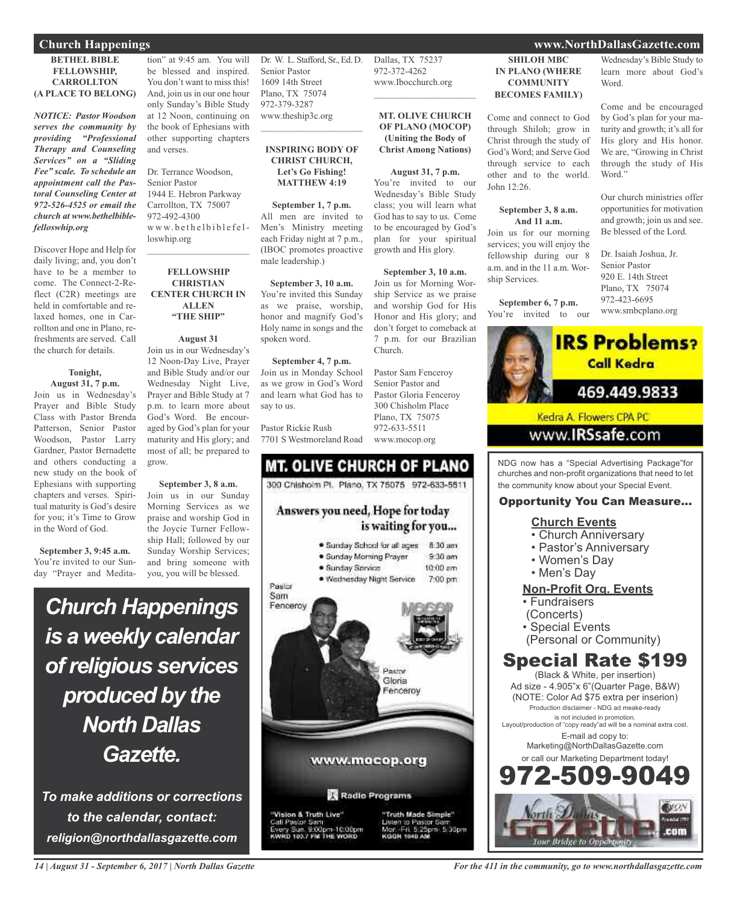# Church Happenings

### BETHEL BIBLE FELLOWSHIP, CARROLLTON (A PLACE TO BELONG)

***NOTICE: Pastor Woodson serves the community by providing "Professional Therapy and Counseling Services" on a "Sliding Fee" scale. To schedule an appointment call the Pastoral Counseling Center at 972-526-4525 or email the church at www.bethelbiblefelloswhip.org***

Discover Hope and Help for daily living; and, you don't have to be a member to come. The Connect-2-Reflect (C2R) meetings are held in comfortable and relaxed homes, one in Carrollton and one in Plano, refreshments are served. Call the church for details.

**Tonight, August 31, 7 p.m.**
Join us in Wednesday's Prayer and Bible Study Class with Pastor Brenda Patterson, Senior Pastor Woodson, Pastor Larry Gardner, Pastor Bernadette and others conducting a new study on the book of Ephesians with supporting chapters and verses. Spiritual maturity is God's desire for you; it's Time to Grow in the Word of God.

**September 3, 9:45 a.m.**
You're invited to our Sunday "Prayer and Meditation" at 9:45 am. You will be blessed and inspired. You don't want to miss this! And, join us in our one hour only Sunday's Bible Study at 12 Noon, continuing on the book of Ephesians with other supporting chapters and verses.

Dr. Terrance Woodson,
Senior Pastor
1944 E. Hebron Parkway
Carrollton, TX 75007
972-492-4300
www.bethelbiblefelloswhip.org

---

### FELLOWSHIP CHRISTIAN CENTER CHURCH IN ALLEN "THE SHIP"

**August 31**
Join us in our Wednesday's 12 Noon-Day Live, Prayer and Bible Study and/or our Wednesday Night Live, Prayer and Bible Study at 7 p.m. to learn more about God's Word. Be encouraged by God's plan for your maturity and His glory; and most of all; be prepared to grow.

**September 3, 8 a.m.**
Join us in our Sunday Morning Services as we praise and worship God in the Joycie Turner Fellowship Hall; followed by our Sunday Worship Services; and bring someone with you, you will be blessed.

Dr. W. L. Stafford, Sr., Ed. D.
Senior Pastor
1609 14th Street
Plano, TX 75074
972-379-3287
www.theship3c.org

---

### INSPIRING BODY OF CHRIST CHURCH, Let's Go Fishing! MATTHEW 4:19

**September 1, 7 p.m.**
All men are invited to Men's Ministry meeting each Friday night at 7 p.m., (IBOC promotes proactive male leadership.)

**September 3, 10 a.m.**
You're invited this Sunday as we praise, worship, honor and magnify God's Holy name in songs and the spoken word.

**September 4, 7 p.m.**
Join us in Monday School as we grow in God's Word and learn what God has to say to us.

Pastor Rickie Rush
7701 S Westmoreland Road
Dallas, TX 75237
972-372-4262
www.Ibocchurch.org

---

### MT. OLIVE CHURCH OF PLANO (MOCOP) (Uniting the Body of Christ Among Nations)

**August 31, 7 p.m.**
You're invited to our Wednesday's Bible Study class; you will learn what God has to say to us. Come to be encouraged by God's plan for your spiritual growth and His glory.

**September 3, 10 a.m.**
Join us for Morning Worship Service as we praise and worship God for His Honor and His glory; and don't forget to comeback at 7 p.m. for our Brazilian Church.

Pastor Sam Fenceroy
Senior Pastor and
Pastor Gloria Fenceroy
300 Chisholm Place
Plano, TX 75075
972-633-5511
www.mocop.org

---

### SHILOH MBC IN PLANO (WHERE COMMUNITY BECOMES FAMILY)

Come and connect to God through Shiloh; grow in Christ through the study of God's Word; and Serve God through service to each other and to the world. John 12:26.

**September 3, 8 a.m. And 11 a.m.**
Join us for our morning services; you will enjoy the fellowship during our 8 a.m. and in the 11 a.m. Worship Services.

**September 6, 7 p.m.**
You're invited to our Wednesday's Bible Study to learn more about God's Word.

Come and be encouraged by God's plan for your maturity and growth; it's all for His glory and His honor. We are, "Growing in Christ through the study of His Word."

Our church ministries offer opportunities for motivation and growth; join us and see. Be blessed of the Lord.

Dr. Isaiah Joshua, Jr.
Senior Pastor
920 E. 14th Street
Plano, TX 75074
972-423-6695
www.smbcplano.org

---

***Church Happenings is a weekly calendar of religious services produced by the North Dallas Gazette.***

***To make additions or corrections to the calendar, contact: religion@northdallasgazette.com***

---

**MT. OLIVE CHURCH OF PLANO**
300 Chisholm Pl. Plano, TX 75075 972-633-5511

Answers you need, Hope for today is waiting for you...

- Sunday School for all ages 8:30 am
- Sunday Morning Prayer 9:30 am
- Sunday Service 10:00 am
- Wednesday Night Service 7:00 pm

Pastor Sam Fenceroy
Pastor Gloria Fenceroy

www.mocop.org

Radio Programs

"Vision & Truth Live" Call Pastor Sam Every Sun. 9:00pm-10:00pm KWRD 103.7 FM THE WORD

"Truth Made Simple" Listen to Pastor Sam Mon.-Fri. 5:25pm- 5:30pm KGGR 1040 AM

---

**IRS Problems? Call Kedra**
469.449.9833
Kedra A. Flowers CPA PC
www.IRSsafe.com

---

NDG now has a "Special Advertising Package" for churches and non-profit organizations that need to let the community know about your Special Event.

**Opportunity You Can Measure...**

**Church Events**
- Church Anniversary
- Pastor's Anniversary
- Women's Day
- Men's Day

**Non-Profit Org. Events**
- Fundraisers (Concerts)
- Special Events (Personal or Community)

**Special Rate $199**
(Black & White, per insertion)
Ad size - 4.905"x 6"(Quarter Page, B&W)
(NOTE: Color Ad $75 extra per inserion)
Production disclaimer - NDG ad meake-ready is not included in promotion.
Layout/production of "copy ready"ad will be a nominal extra cost.
E-mail ad copy to: Marketing@NorthDallasGazette.com
or call our Marketing Department today!
**972-509-9049**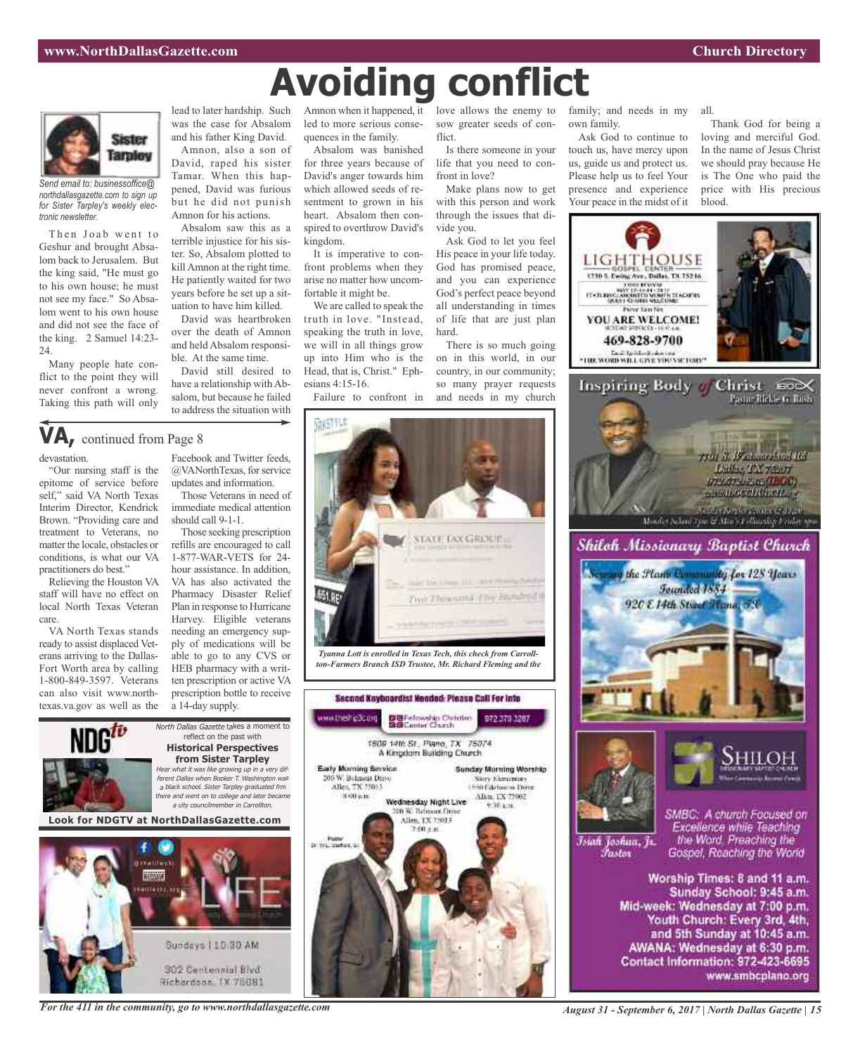# Avoiding conflict

*Send email to: businessoffice@northdallasgazette.com to sign up for Sister Tarpley's weekly electronic newsletter.*

Then Joab went to Geshur and brought Absalom back to Jerusalem. But the king said, "He must go to his own house; he must not see my face." So Absalom went to his own house and did not see the face of the king. 2 Samuel 14:23-24.

Many people hate conflict to the point they will never confront a wrong. Taking this path will only lead to later hardship. Such was the case for Absalom and his father King David.

Amnon, also a son of David, raped his sister Tamar. When this happened, David was furious but he did not punish Amnon for his actions.

Absalom saw this as a terrible injustice for his sister. So, Absalom plotted to kill Amnon at the right time. He patiently waited for two years before he set up a situation to have him killed.

David was heartbroken over the death of Amnon and held Absalom responsible. At the same time.

David still desired to have a relationship with Absalom, but because he failed to address the situation with Amnon when it happened, it led to more serious consequences in the family.

Absalom was banished for three years because of David's anger towards him which allowed seeds of resentment to grown in his heart. Absalom then conspired to overthrow David's kingdom.

It is imperative to confront problems when they arise no matter how uncomfortable it might be.

We are called to speak the truth in love. "Instead, speaking the truth in love, we will in all things grow up into Him who is the Head, that is, Christ." Ephesians 4:15-16.

Failure to confront in love allows the enemy to sow greater seeds of conflict.

Is there someone in your life that you need to confront in love?

Make plans now to get with this person and work through the issues that divide you.

Ask God to let you feel His peace in your life today. God has promised peace, and you can experience God's perfect peace beyond all understanding in times of life that are just plan hard.

There is so much going on in this world, in our country, in our community; so many prayer requests and needs in my church family; and needs in my own family.

Ask God to continue to touch us, have mercy upon us, guide us and protect us. Please help us to feel Your presence and experience Your peace in the midst of it all.

Thank God for being a loving and merciful God. In the name of Jesus Christ we should pray because He is The One who paid the price with His precious blood.

## VA, continued from Page 8

devastation.

"Our nursing staff is the epitome of service before self," said VA North Texas Interim Director, Kendrick Brown. "Providing care and treatment to Veterans, no matter the locale, obstacles or conditions, is what our VA practitioners do best."

Relieving the Houston VA staff will have no effect on local North Texas Veteran care.

VA North Texas stands ready to assist displaced Veterans arriving to the Dallas-Fort Worth area by calling 1-800-849-3597. Veterans can also visit www.northtexas.va.gov as well as the Facebook and Twitter feeds, @VANorthTexas, for service updates and information.

Those Veterans in need of immediate medical attention should call 9-1-1.

Those seeking prescription refills are encouraged to call 1-877-WAR-VETS for 24-hour assistance. In addition, VA has also activated the Pharmacy Disaster Relief Plan in response to Hurricane Harvey. Eligible veterans needing an emergency supply of medications will be able to go to any CVS or HEB pharmacy with a written prescription or active VA prescription bottle to receive a 14-day supply.

*Tyanna Lott is enrolled in Texas Tech, this check from Carrollton-Farmers Branch ISD Trustee, Mr. Richard Fleming and the*

*North Dallas Gazette* takes a moment to reflect on the past with
**Historical Perspectives from Sister Tarpley**
*Hear what it was like growing up in a very different Dallas when Booker T. Washington was a black school. Sister Tarpley graduated frm there and went on to college and later became a city councilmember in Carrollton.*

**Look for NDGTV at NorthDallasGazette.com**

LIFE
Sundays | 10:30 AM
302 Centennial Blvd
Richardson, TX 75081

**Second Keyboardist Needed: Please Call For Info**
www.theship3c.org | Fellowship Christian Center Church | 972 379 3287
1609 14th St., Plano, TX 75074
A Kingdom Building Church
Early Morning Service: 200 W. Belmont Drive, Allen, TX 75013, 8:00 a.m.
Sunday Morning Worship: Story Elementary, 1550 Edelweiss Drive, Allen, TX 75002, 9:30 a.m.
Wednesday Night Live: 200 W. Belmont Drive, Allen, TX 75013, 7:00 p.m.
Pastor Dr. W.L. Stafford, Sr.

LIGHTHOUSE GOSPEL CENTER
1730 S. Ewing Ave., Dallas, TX 75216
YOU ARE WELCOME!
469-828-9700
"THE WORD WILL GIVE YOU VICTORY"

Inspiring Body of Christ
Pastor Rickie G. Rush
7701 S. Westmoreland Rd
Dallas TX 75237
972.372.4262 (IBOC)
www.IBOCChurch.org

Shiloh Missionary Baptist Church
Serving the Plano Community for 128 Years
Founded 1884
920 E 14th Street Plano, TX

Israel Joshua, Jr. Pastor

SMBC: A church Focused on Excellence while Teaching the Word. Preaching the Gospel, Reaching the World

**Worship Times: 8 and 11 a.m.**
**Sunday School: 9:45 a.m.**
**Mid-week: Wednesday at 7:00 p.m.**
**Youth Church: Every 3rd, 4th, and 5th Sunday at 10:45 a.m.**
**AWANA: Wednesday at 6:30 p.m.**
**Contact Information: 972-423-6695**
**www.smbcplano.org**

*For the 411 in the community, go to www.northdallasgazette.com*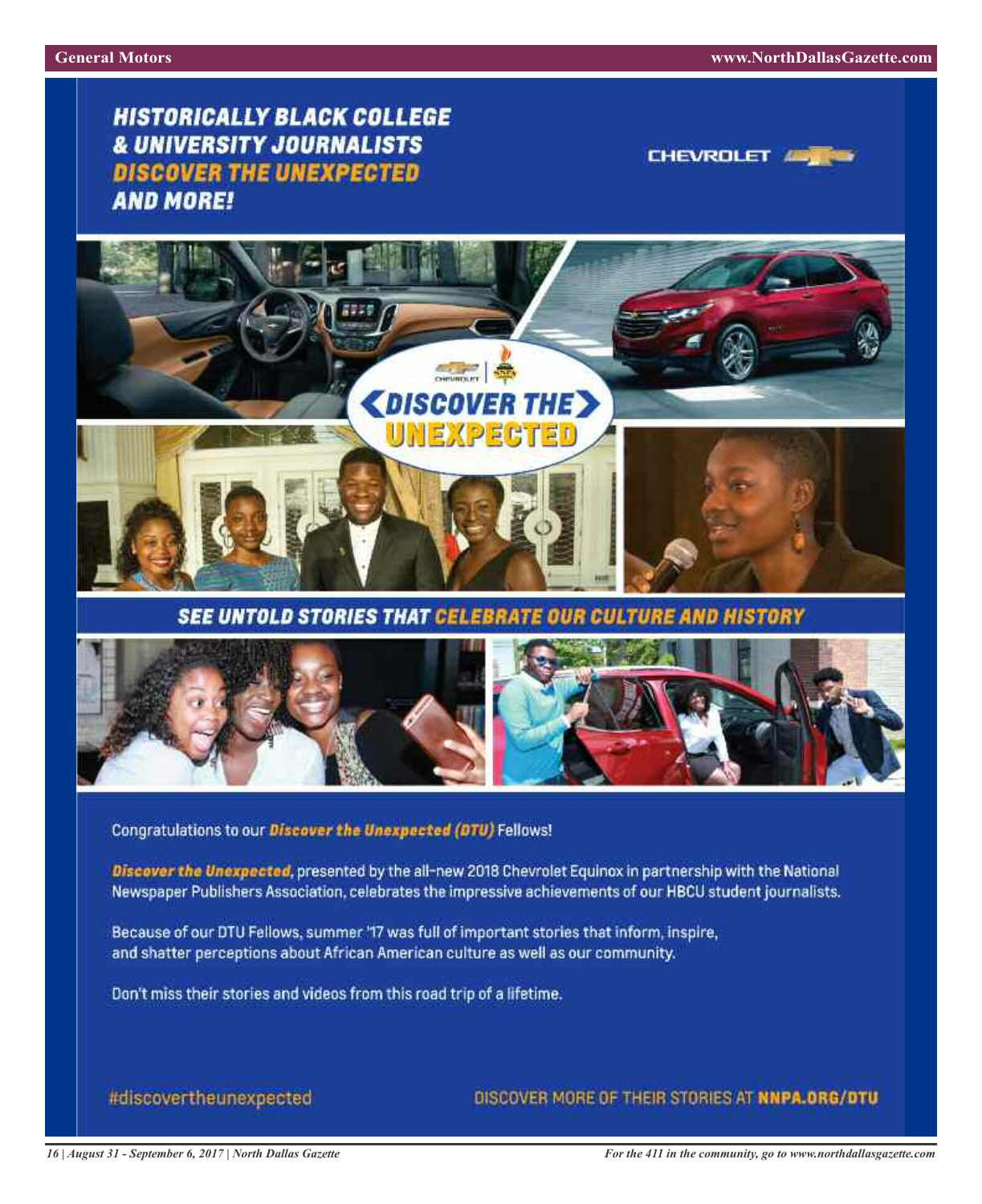# HISTORICALLY BLACK COLLEGE & UNIVERSITY JOURNALISTS DISCOVER THE UNEXPECTED AND MORE!

CHEVROLET

DISCOVER THE UNEXPECTED

## SEE UNTOLD STORIES THAT CELEBRATE OUR CULTURE AND HISTORY

Congratulations to our ***Discover the Unexpected (DTU)*** Fellows!

***Discover the Unexpected***, presented by the all-new 2018 Chevrolet Equinox in partnership with the National Newspaper Publishers Association, celebrates the impressive achievements of our HBCU student journalists.

Because of our DTU Fellows, summer '17 was full of important stories that inform, inspire, and shatter perceptions about African American culture as well as our community.

Don't miss their stories and videos from this road trip of a lifetime.

#discovertheunexpected

DISCOVER MORE OF THEIR STORIES AT **NNPA.ORG/DTU**